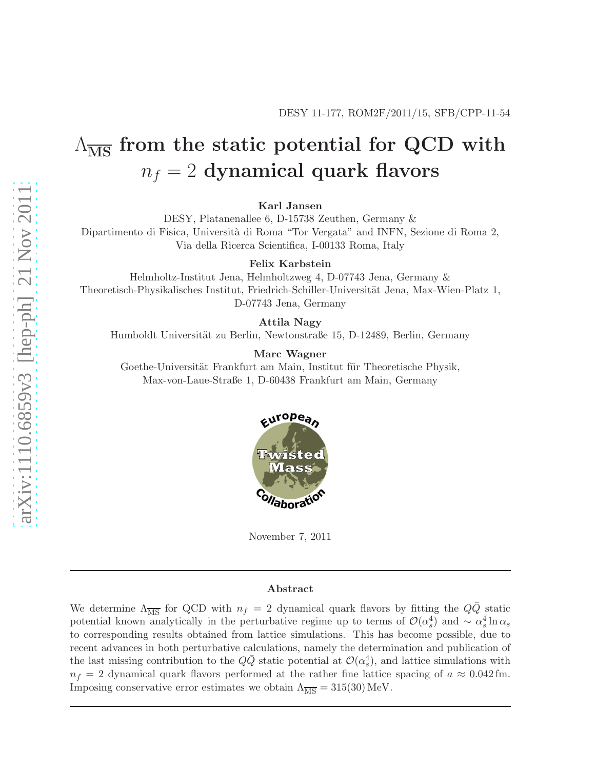DESY 11-177, ROM2F/2011/15, SFB/CPP-11-54

# $\Lambda_{\overline{\rm MS}}$ from the static potential for QCD with $n_f = 2$ dynamical quark flavors

**Karl Jansen**
DESY, Platanenallee 6, D-15738 Zeuthen, Germany &
Dipartimento di Fisica, Università di Roma "Tor Vergata" and INFN, Sezione di Roma 2, Via della Ricerca Scientifica, I-00133 Roma, Italy

**Felix Karbstein**
Helmholtz-Institut Jena, Helmholtzweg 4, D-07743 Jena, Germany &
Theoretisch-Physikalisches Institut, Friedrich-Schiller-Universität Jena, Max-Wien-Platz 1, D-07743 Jena, Germany

**Attila Nagy**
Humboldt Universität zu Berlin, Newtonstraße 15, D-12489, Berlin, Germany

**Marc Wagner**
Goethe-Universität Frankfurt am Main, Institut für Theoretische Physik, Max-von-Laue-Straße 1, D-60438 Frankfurt am Main, Germany

European Twisted Mass Collaboration

November 7, 2011

## Abstract

We determine $\Lambda_{\overline{\rm MS}}$ for QCD with $n_f = 2$ dynamical quark flavors by fitting the $Q\bar{Q}$ static potential known analytically in the perturbative regime up to terms of $\mathcal{O}(\alpha_s^4)$ and $\sim \alpha_s^4 \ln \alpha_s$ to corresponding results obtained from lattice simulations. This has become possible, due to recent advances in both perturbative calculations, namely the determination and publication of the last missing contribution to the $Q\bar{Q}$ static potential at $\mathcal{O}(\alpha_s^4)$, and lattice simulations with $n_f = 2$ dynamical quark flavors performed at the rather fine lattice spacing of $a \approx 0.042\,\text{fm}$. Imposing conservative error estimates we obtain $\Lambda_{\overline{\rm MS}} = 315(30)\,\text{MeV}$.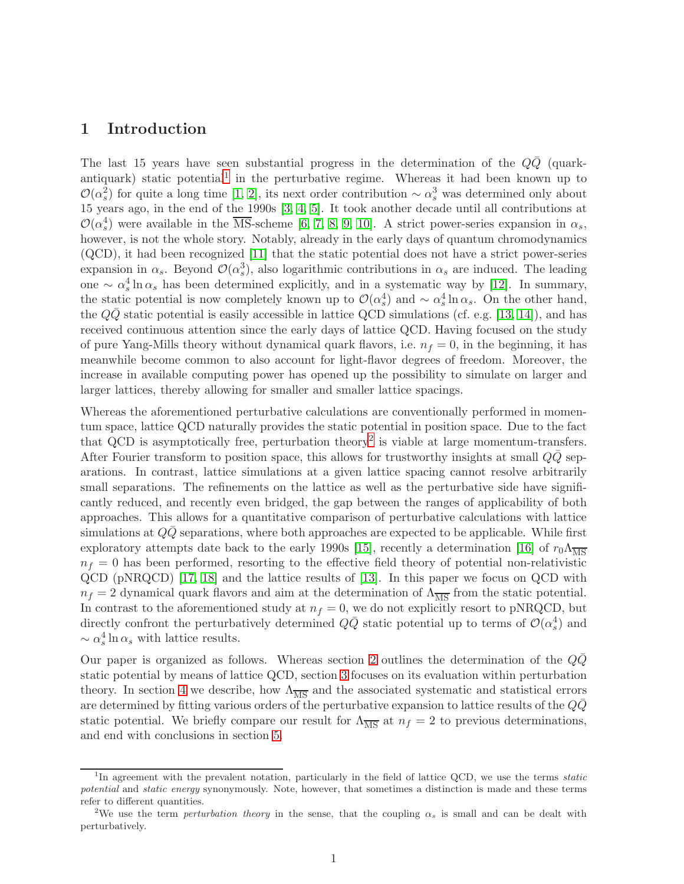## 1 Introduction

The last 15 years have seen substantial progress in the determination of the $Q\bar{Q}$ (quark-antiquark) static potential[1] in the perturbative regime. Whereas it had been known up to $\mathcal{O}(\alpha_s^2)$ for quite a long time [1, 2], its next order contribution $\sim \alpha_s^3$ was determined only about 15 years ago, in the end of the 1990s [3, 4, 5]. It took another decade until all contributions at $\mathcal{O}(\alpha_s^4)$ were available in the $\overline{\text{MS}}$-scheme [6, 7, 8, 9, 10]. A strict power-series expansion in $\alpha_s$, however, is not the whole story. Notably, already in the early days of quantum chromodynamics (QCD), it had been recognized [11] that the static potential does not have a strict power-series expansion in $\alpha_s$. Beyond $\mathcal{O}(\alpha_s^3)$, also logarithmic contributions in $\alpha_s$ are induced. The leading one $\sim \alpha_s^4 \ln \alpha_s$ has been determined explicitly, and in a systematic way by [12]. In summary, the static potential is now completely known up to $\mathcal{O}(\alpha_s^4)$ and $\sim \alpha_s^4 \ln \alpha_s$. On the other hand, the $Q\bar{Q}$ static potential is easily accessible in lattice QCD simulations (cf. e.g. [13, 14]), and has received continuous attention since the early days of lattice QCD. Having focused on the study of pure Yang-Mills theory without dynamical quark flavors, i.e. $n_f = 0$, in the beginning, it has meanwhile become common to also account for light-flavor degrees of freedom. Moreover, the increase in available computing power has opened up the possibility to simulate on larger and larger lattices, thereby allowing for smaller and smaller lattice spacings.

Whereas the aforementioned perturbative calculations are conventionally performed in momentum space, lattice QCD naturally provides the static potential in position space. Due to the fact that QCD is asymptotically free, perturbation theory[2] is viable at large momentum-transfers. After Fourier transform to position space, this allows for trustworthy insights at small $Q\bar{Q}$ separations. In contrast, lattice simulations at a given lattice spacing cannot resolve arbitrarily small separations. The refinements on the lattice as well as the perturbative side have significantly reduced, and recently even bridged, the gap between the ranges of applicability of both approaches. This allows for a quantitative comparison of perturbative calculations with lattice simulations at $Q\bar{Q}$ separations, where both approaches are expected to be applicable. While first exploratory attempts date back to the early 1990s [15], recently a determination [16] of $r_0\Lambda_{\overline{\text{MS}}}$ $n_f = 0$ has been performed, resorting to the effective field theory of potential non-relativistic QCD (pNRQCD) [17, 18] and the lattice results of [13]. In this paper we focus on QCD with $n_f = 2$ dynamical quark flavors and aim at the determination of $\Lambda_{\overline{\text{MS}}}$ from the static potential. In contrast to the aforementioned study at $n_f = 0$, we do not explicitly resort to pNRQCD, but directly confront the perturbatively determined $Q\bar{Q}$ static potential up to terms of $\mathcal{O}(\alpha_s^4)$ and $\sim \alpha_s^4 \ln \alpha_s$ with lattice results.

Our paper is organized as follows. Whereas section 2 outlines the determination of the $Q\bar{Q}$ static potential by means of lattice QCD, section 3 focuses on its evaluation within perturbation theory. In section 4 we describe, how $\Lambda_{\overline{\text{MS}}}$ and the associated systematic and statistical errors are determined by fitting various orders of the perturbative expansion to lattice results of the $Q\bar{Q}$ static potential. We briefly compare our result for $\Lambda_{\overline{\text{MS}}}$ at $n_f = 2$ to previous determinations, and end with conclusions in section 5.

[1] In agreement with the prevalent notation, particularly in the field of lattice QCD, we use the terms *static potential* and *static energy* synonymously. Note, however, that sometimes a distinction is made and these terms refer to different quantities.

[2] We use the term *perturbation theory* in the sense, that the coupling $\alpha_s$ is small and can be dealt with perturbatively.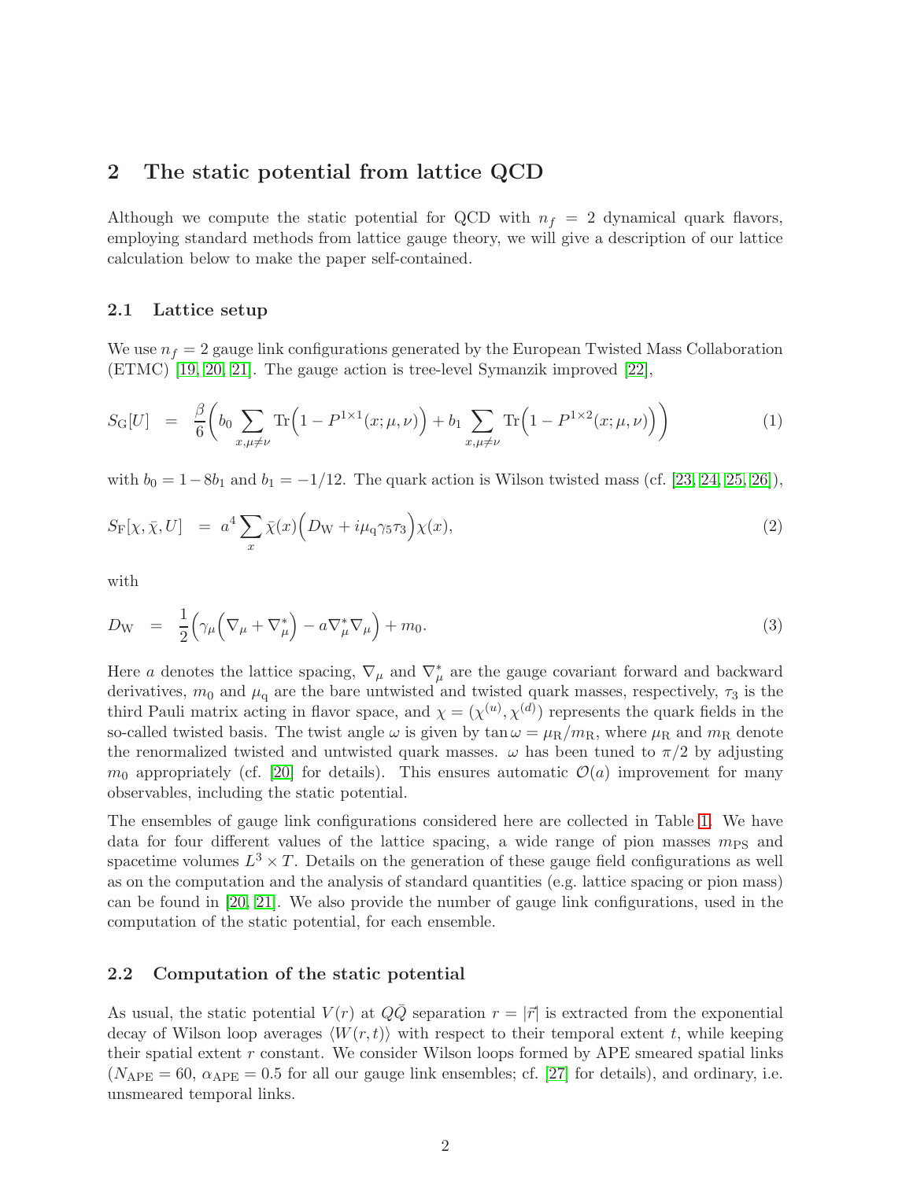## 2 The static potential from lattice QCD

Although we compute the static potential for QCD with $n_f = 2$ dynamical quark flavors, employing standard methods from lattice gauge theory, we will give a description of our lattice calculation below to make the paper self-contained.

### 2.1 Lattice setup

We use $n_f = 2$ gauge link configurations generated by the European Twisted Mass Collaboration (ETMC) [19, 20, 21]. The gauge action is tree-level Symanzik improved [22],

$$S_\mathrm{G}[U] \ = \ \frac{\beta}{6}\bigg(b_0 \sum_{x,\mu\neq\nu} \mathrm{Tr}\Big(1 - P^{1\times 1}(x;\mu,\nu)\Big) + b_1 \sum_{x,\mu\neq\nu} \mathrm{Tr}\Big(1 - P^{1\times 2}(x;\mu,\nu)\Big)\bigg) \tag{1}$$

with $b_0 = 1 - 8b_1$ and $b_1 = -1/12$. The quark action is Wilson twisted mass (cf. [23, 24, 25, 26]),

$$S_\mathrm{F}[\chi, \bar{\chi}, U] \ = \ a^4 \sum_x \bar{\chi}(x)\Big(D_\mathrm{W} + i\mu_\mathrm{q}\gamma_5\tau_3\Big)\chi(x), \tag{2}$$

with

$$D_\mathrm{W} \ = \ \frac{1}{2}\Big(\gamma_\mu\Big(\nabla_\mu + \nabla^*_\mu\Big) - a\nabla^*_\mu\nabla_\mu\Big) + m_0. \tag{3}$$

Here $a$ denotes the lattice spacing, $\nabla_\mu$ and $\nabla^*_\mu$ are the gauge covariant forward and backward derivatives, $m_0$ and $\mu_\mathrm{q}$ are the bare untwisted and twisted quark masses, respectively, $\tau_3$ is the third Pauli matrix acting in flavor space, and $\chi = (\chi^{(u)}, \chi^{(d)})$ represents the quark fields in the so-called twisted basis. The twist angle $\omega$ is given by $\tan\omega = \mu_\mathrm{R}/m_\mathrm{R}$, where $\mu_\mathrm{R}$ and $m_\mathrm{R}$ denote the renormalized twisted and untwisted quark masses. $\omega$ has been tuned to $\pi/2$ by adjusting $m_0$ appropriately (cf. [20] for details). This ensures automatic $\mathcal{O}(a)$ improvement for many observables, including the static potential.

The ensembles of gauge link configurations considered here are collected in Table 1. We have data for four different values of the lattice spacing, a wide range of pion masses $m_\mathrm{PS}$ and spacetime volumes $L^3 \times T$. Details on the generation of these gauge field configurations as well as on the computation and the analysis of standard quantities (e.g. lattice spacing or pion mass) can be found in [20, 21]. We also provide the number of gauge link configurations, used in the computation of the static potential, for each ensemble.

### 2.2 Computation of the static potential

As usual, the static potential $V(r)$ at $Q\bar{Q}$ separation $r = |\vec{r}|$ is extracted from the exponential decay of Wilson loop averages $\langle W(r,t)\rangle$ with respect to their temporal extent $t$, while keeping their spatial extent $r$ constant. We consider Wilson loops formed by APE smeared spatial links ($N_\mathrm{APE} = 60$, $\alpha_\mathrm{APE} = 0.5$ for all our gauge link ensembles; cf. [27] for details), and ordinary, i.e. unsmeared temporal links.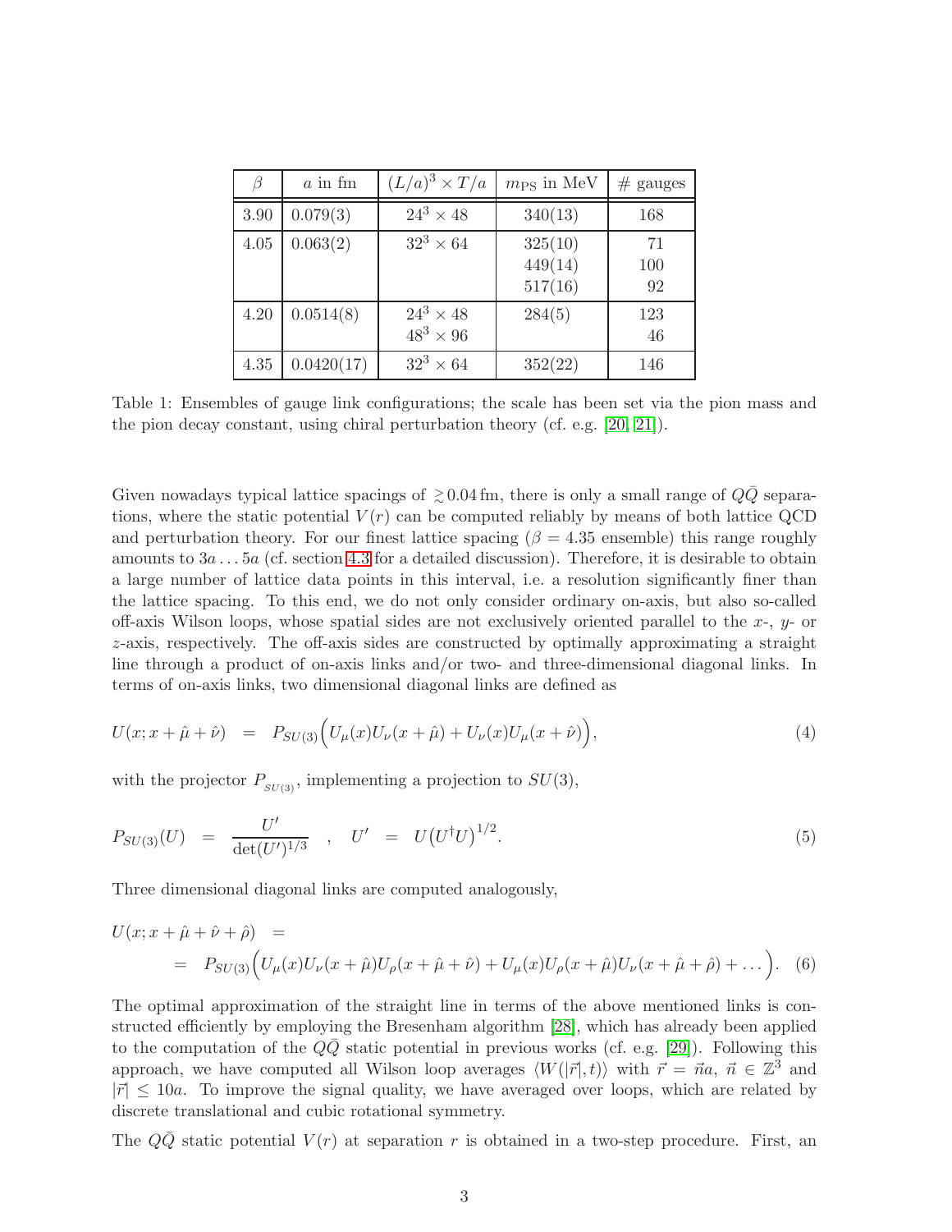| $\beta$ | $a$ in fm | $(L/a)^3 \times T/a$ | $m_{\rm PS}$ in MeV | # gauges |
|---|---|---|---|---|
| 3.90 | 0.079(3) | $24^3 \times 48$ | 340(13) | 168 |
| 4.05 | 0.063(2) | $32^3 \times 64$ | 325(10) | 71 |
| | | | 449(14) | 100 |
| | | | 517(16) | 92 |
| 4.20 | 0.0514(8) | $24^3 \times 48$ | 284(5) | 123 |
| | | $48^3 \times 96$ | | 46 |
| 4.35 | 0.0420(17) | $32^3 \times 64$ | 352(22) | 146 |

Table 1: Ensembles of gauge link configurations; the scale has been set via the pion mass and the pion decay constant, using chiral perturbation theory (cf. e.g. [20, 21]).

Given nowadays typical lattice spacings of $\gtrsim 0.04\,\text{fm}$, there is only a small range of $Q\bar{Q}$ separations, where the static potential $V(r)$ can be computed reliably by means of both lattice QCD and perturbation theory. For our finest lattice spacing ($\beta = 4.35$ ensemble) this range roughly amounts to $3a \ldots 5a$ (cf. section 4.3 for a detailed discussion). Therefore, it is desirable to obtain a large number of lattice data points in this interval, i.e. a resolution significantly finer than the lattice spacing. To this end, we do not only consider ordinary on-axis, but also so-called off-axis Wilson loops, whose spatial sides are not exclusively oriented parallel to the $x$-, $y$- or $z$-axis, respectively. The off-axis sides are constructed by optimally approximating a straight line through a product of on-axis links and/or two- and three-dimensional diagonal links. In terms of on-axis links, two dimensional diagonal links are defined as

$$U(x; x + \hat{\mu} + \hat{\nu}) \;=\; P_{SU(3)}\Big(U_\mu(x)U_\nu(x+\hat{\mu}) + U_\nu(x)U_\mu(x+\hat{\nu})\Big), \tag{4}$$

with the projector $P_{SU(3)}$, implementing a projection to $SU(3)$,

$$P_{SU(3)}(U) \;=\; \frac{U'}{\det(U')^{1/3}} \quad , \quad U' \;=\; U\big(U^\dagger U\big)^{1/2}. \tag{5}$$

Three dimensional diagonal links are computed analogously,

$$\begin{aligned} U(x; x + \hat{\mu} + \hat{\nu} + \hat{\rho}) \;&= \\ &= P_{SU(3)}\Big(U_\mu(x)U_\nu(x+\hat{\mu})U_\rho(x+\hat{\mu}+\hat{\nu}) + U_\mu(x)U_\rho(x+\hat{\mu})U_\nu(x+\hat{\mu}+\hat{\rho}) + \ldots\Big). \end{aligned} \tag{6}$$

The optimal approximation of the straight line in terms of the above mentioned links is constructed efficiently by employing the Bresenham algorithm [28], which has already been applied to the computation of the $Q\bar{Q}$ static potential in previous works (cf. e.g. [29]). Following this approach, we have computed all Wilson loop averages $\langle W(|\vec{r}|, t)\rangle$ with $\vec{r} = \vec{n}a$, $\vec{n} \in \mathbb{Z}^3$ and $|\vec{r}| \leq 10a$. To improve the signal quality, we have averaged over loops, which are related by discrete translational and cubic rotational symmetry.

The $Q\bar{Q}$ static potential $V(r)$ at separation $r$ is obtained in a two-step procedure. First, an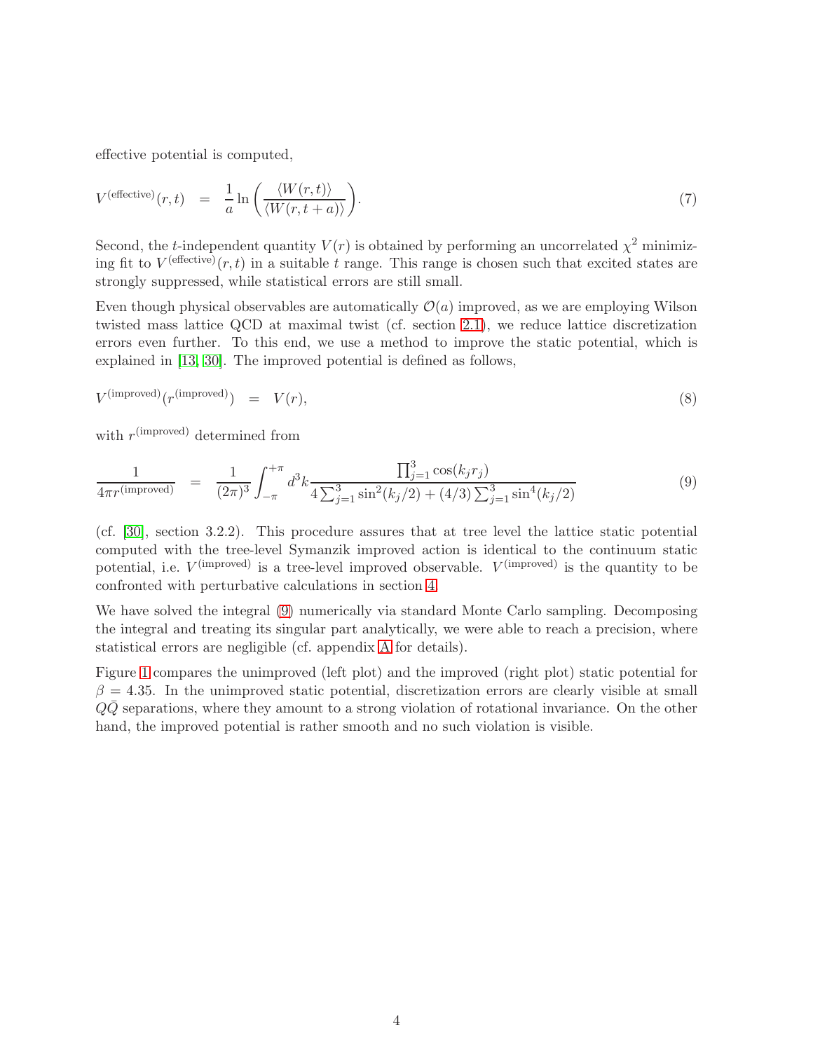effective potential is computed,

$$V^{(\text{effective})}(r,t) = \frac{1}{a} \ln\left(\frac{\langle W(r,t)\rangle}{\langle W(r,t+a)\rangle}\right). \tag{7}$$

Second, the $t$-independent quantity $V(r)$ is obtained by performing an uncorrelated $\chi^2$ minimizing fit to $V^{(\text{effective})}(r,t)$ in a suitable $t$ range. This range is chosen such that excited states are strongly suppressed, while statistical errors are still small.

Even though physical observables are automatically $\mathcal{O}(a)$ improved, as we are employing Wilson twisted mass lattice QCD at maximal twist (cf. section 2.1), we reduce lattice discretization errors even further. To this end, we use a method to improve the static potential, which is explained in [13, 30]. The improved potential is defined as follows,

$$V^{(\text{improved})}(r^{(\text{improved})}) = V(r), \tag{8}$$

with $r^{(\text{improved})}$ determined from

$$\frac{1}{4\pi r^{(\text{improved})}} = \frac{1}{(2\pi)^3} \int_{-\pi}^{+\pi} d^3k \frac{\prod_{j=1}^3 \cos(k_j r_j)}{4\sum_{j=1}^3 \sin^2(k_j/2) + (4/3)\sum_{j=1}^3 \sin^4(k_j/2)} \tag{9}$$

(cf. [30], section 3.2.2). This procedure assures that at tree level the lattice static potential computed with the tree-level Symanzik improved action is identical to the continuum static potential, i.e. $V^{(\text{improved})}$ is a tree-level improved observable. $V^{(\text{improved})}$ is the quantity to be confronted with perturbative calculations in section 4.

We have solved the integral (9) numerically via standard Monte Carlo sampling. Decomposing the integral and treating its singular part analytically, we were able to reach a precision, where statistical errors are negligible (cf. appendix A for details).

Figure 1 compares the unimproved (left plot) and the improved (right plot) static potential for $\beta = 4.35$. In the unimproved static potential, discretization errors are clearly visible at small $Q\bar{Q}$ separations, where they amount to a strong violation of rotational invariance. On the other hand, the improved potential is rather smooth and no such violation is visible.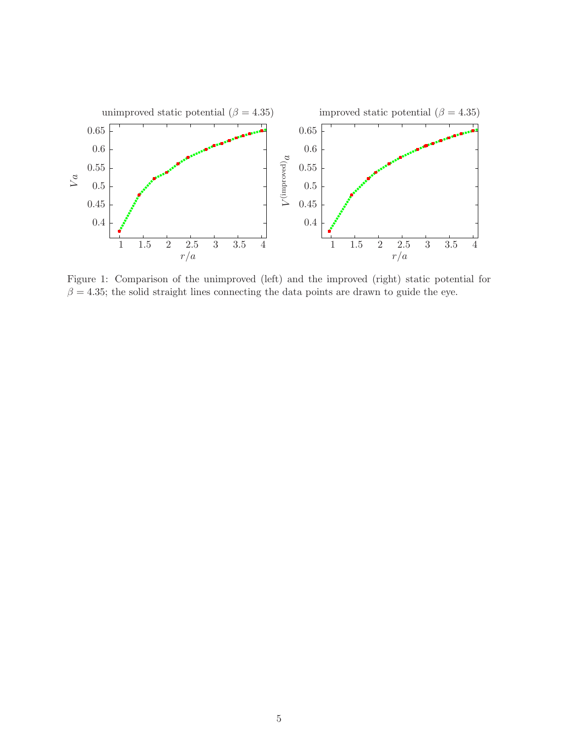Figure 1: Comparison of the unimproved (left) and the improved (right) static potential for $\beta = 4.35$; the solid straight lines connecting the data points are drawn to guide the eye.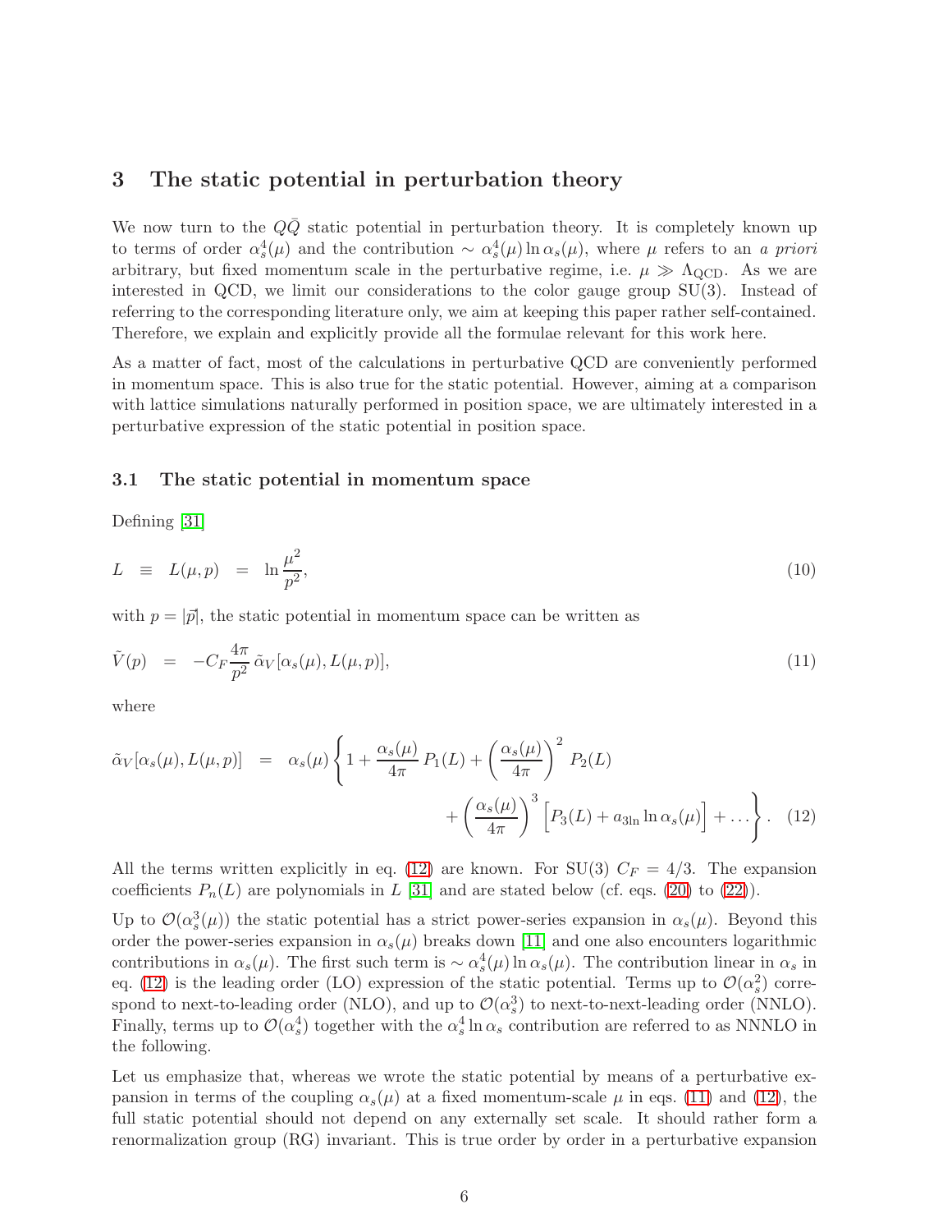## 3 The static potential in perturbation theory

We now turn to the $Q\bar{Q}$ static potential in perturbation theory. It is completely known up to terms of order $\alpha_s^4(\mu)$ and the contribution $\sim \alpha_s^4(\mu)\ln\alpha_s(\mu)$, where $\mu$ refers to an *a priori* arbitrary, but fixed momentum scale in the perturbative regime, i.e. $\mu \gg \Lambda_{\rm QCD}$. As we are interested in QCD, we limit our considerations to the color gauge group SU(3). Instead of referring to the corresponding literature only, we aim at keeping this paper rather self-contained. Therefore, we explain and explicitly provide all the formulae relevant for this work here.

As a matter of fact, most of the calculations in perturbative QCD are conveniently performed in momentum space. This is also true for the static potential. However, aiming at a comparison with lattice simulations naturally performed in position space, we are ultimately interested in a perturbative expression of the static potential in position space.

### 3.1 The static potential in momentum space

Defining [31]

$$L \equiv L(\mu,p) = \ln\frac{\mu^2}{p^2}, \tag{10}$$

with $p=|\vec{p}|$, the static potential in momentum space can be written as

$$\tilde{V}(p) = -C_F\frac{4\pi}{p^2}\,\tilde{\alpha}_V[\alpha_s(\mu),L(\mu,p)], \tag{11}$$

where

$$\tilde{\alpha}_V[\alpha_s(\mu),L(\mu,p)] = \alpha_s(\mu)\left\{1+\frac{\alpha_s(\mu)}{4\pi}P_1(L)+\left(\frac{\alpha_s(\mu)}{4\pi}\right)^2 P_2(L) + \left(\frac{\alpha_s(\mu)}{4\pi}\right)^3\Big[P_3(L)+a_{3\ln}\ln\alpha_s(\mu)\Big]+\dots\right\}. \tag{12}$$

All the terms written explicitly in eq. (12) are known. For SU(3) $C_F=4/3$. The expansion coefficients $P_n(L)$ are polynomials in $L$ [31] and are stated below (cf. eqs. (20) to (22)).

Up to $\mathcal{O}(\alpha_s^3(\mu))$ the static potential has a strict power-series expansion in $\alpha_s(\mu)$. Beyond this order the power-series expansion in $\alpha_s(\mu)$ breaks down [11] and one also encounters logarithmic contributions in $\alpha_s(\mu)$. The first such term is $\sim \alpha_s^4(\mu)\ln\alpha_s(\mu)$. The contribution linear in $\alpha_s$ in eq. (12) is the leading order (LO) expression of the static potential. Terms up to $\mathcal{O}(\alpha_s^2)$ correspond to next-to-leading order (NLO), and up to $\mathcal{O}(\alpha_s^3)$ to next-to-next-leading order (NNLO). Finally, terms up to $\mathcal{O}(\alpha_s^4)$ together with the $\alpha_s^4\ln\alpha_s$ contribution are referred to as NNNLO in the following.

Let us emphasize that, whereas we wrote the static potential by means of a perturbative expansion in terms of the coupling $\alpha_s(\mu)$ at a fixed momentum-scale $\mu$ in eqs. (11) and (12), the full static potential should not depend on any externally set scale. It should rather form a renormalization group (RG) invariant. This is true order by order in a perturbative expansion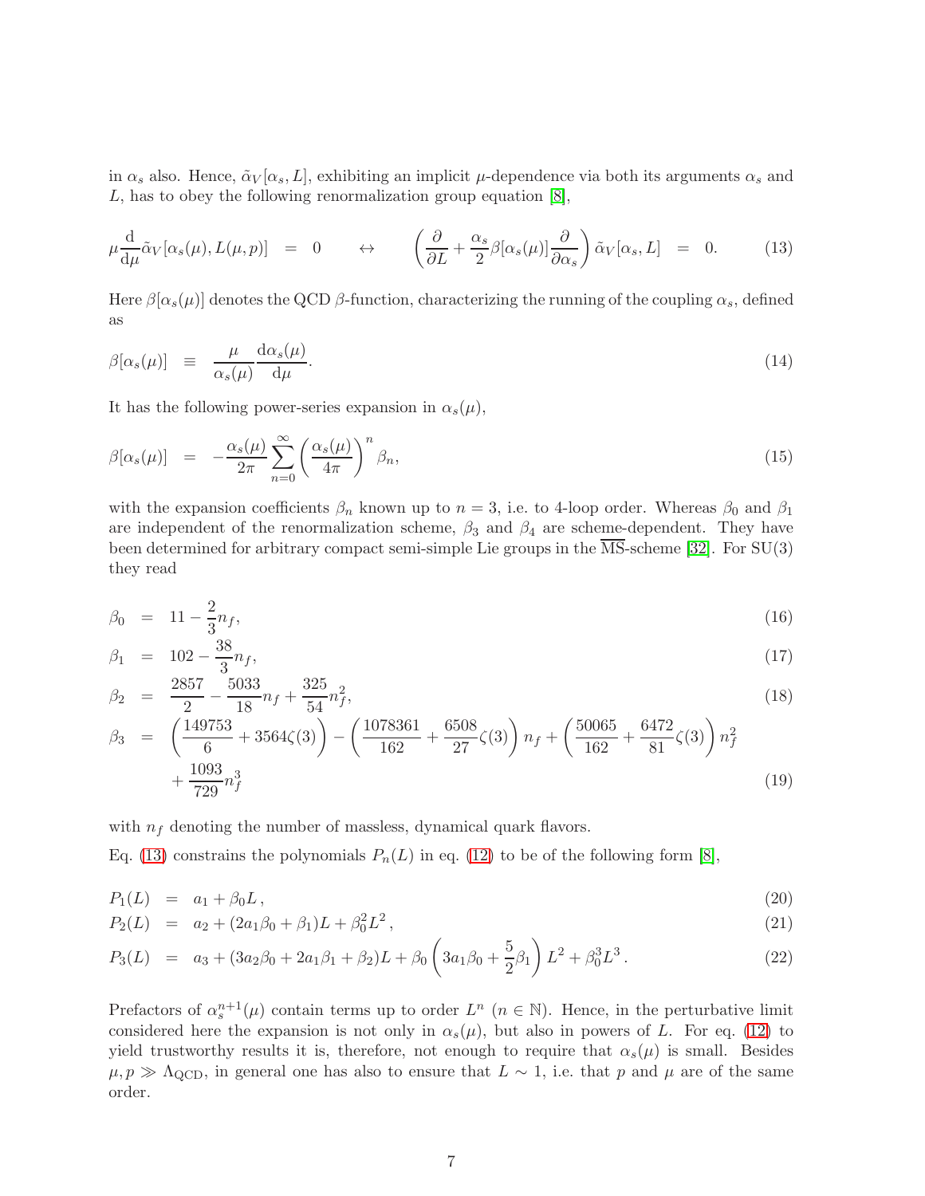in $\alpha_s$ also. Hence, $\tilde{\alpha}_V[\alpha_s, L]$, exhibiting an implicit $\mu$-dependence via both its arguments $\alpha_s$ and $L$, has to obey the following renormalization group equation [8],

$$
\mu \frac{\mathrm{d}}{\mathrm{d}\mu} \tilde{\alpha}_V[\alpha_s(\mu), L(\mu, p)] \;=\; 0 \qquad \leftrightarrow \qquad \left( \frac{\partial}{\partial L} + \frac{\alpha_s}{2} \beta[\alpha_s(\mu)] \frac{\partial}{\partial \alpha_s} \right) \tilde{\alpha}_V[\alpha_s, L] \;=\; 0. \tag{13}
$$

Here $\beta[\alpha_s(\mu)]$ denotes the QCD $\beta$-function, characterizing the running of the coupling $\alpha_s$, defined as

$$
\beta[\alpha_s(\mu)] \;\equiv\; \frac{\mu}{\alpha_s(\mu)} \frac{\mathrm{d}\alpha_s(\mu)}{\mathrm{d}\mu}. \tag{14}
$$

It has the following power-series expansion in $\alpha_s(\mu)$,

$$
\beta[\alpha_s(\mu)] \;=\; -\frac{\alpha_s(\mu)}{2\pi} \sum_{n=0}^{\infty} \left( \frac{\alpha_s(\mu)}{4\pi} \right)^n \beta_n, \tag{15}
$$

with the expansion coefficients $\beta_n$ known up to $n = 3$, i.e. to 4-loop order. Whereas $\beta_0$ and $\beta_1$ are independent of the renormalization scheme, $\beta_3$ and $\beta_4$ are scheme-dependent. They have been determined for arbitrary compact semi-simple Lie groups in the $\overline{\mathrm{MS}}$-scheme [32]. For SU(3) they read

$$
\beta_0 \;=\; 11 - \frac{2}{3} n_f, \tag{16}
$$

$$
\beta_1 \;=\; 102 - \frac{38}{3} n_f, \tag{17}
$$

$$
\beta_2 \;=\; \frac{2857}{2} - \frac{5033}{18} n_f + \frac{325}{54} n_f^2, \tag{18}
$$

$$
\beta_3 \;=\; \left( \frac{149753}{6} + 3564\zeta(3) \right) - \left( \frac{1078361}{162} + \frac{6508}{27}\zeta(3) \right) n_f + \left( \frac{50065}{162} + \frac{6472}{81}\zeta(3) \right) n_f^2 + \frac{1093}{729} n_f^3 \tag{19}
$$

with $n_f$ denoting the number of massless, dynamical quark flavors.

Eq. (13) constrains the polynomials $P_n(L)$ in eq. (12) to be of the following form [8],

$$
P_1(L) \;=\; a_1 + \beta_0 L \,, \tag{20}
$$

$$
P_2(L) \;=\; a_2 + (2a_1\beta_0 + \beta_1)L + \beta_0^2 L^2 \,, \tag{21}
$$

$$
P_3(L) \;=\; a_3 + (3a_2\beta_0 + 2a_1\beta_1 + \beta_2)L + \beta_0 \left( 3a_1\beta_0 + \frac{5}{2}\beta_1 \right) L^2 + \beta_0^3 L^3 \,. \tag{22}
$$

Prefactors of $\alpha_s^{n+1}(\mu)$ contain terms up to order $L^n$ ($n \in \mathbb{N}$). Hence, in the perturbative limit considered here the expansion is not only in $\alpha_s(\mu)$, but also in powers of $L$. For eq. (12) to yield trustworthy results it is, therefore, not enough to require that $\alpha_s(\mu)$ is small. Besides $\mu, p \gg \Lambda_{\mathrm{QCD}}$, in general one has also to ensure that $L \sim 1$, i.e. that $p$ and $\mu$ are of the same order.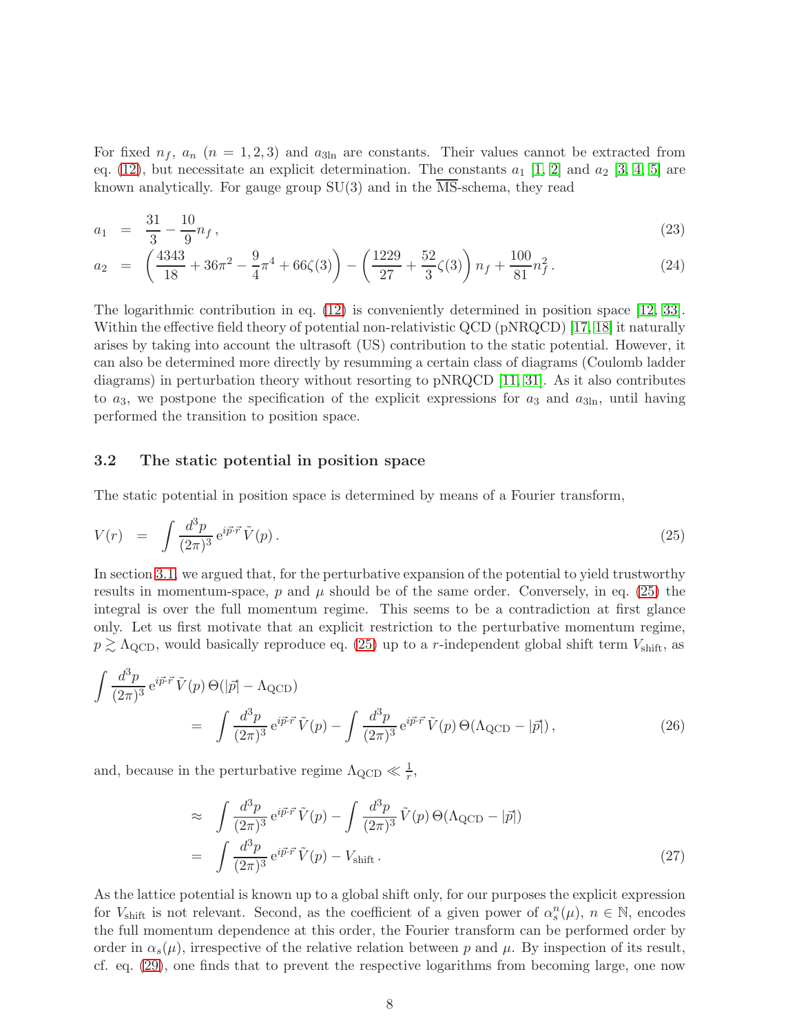For fixed $n_f$, $a_n$ ($n = 1, 2, 3$) and $a_{3\ln}$ are constants. Their values cannot be extracted from eq. (12), but necessitate an explicit determination. The constants $a_1$ [1, 2] and $a_2$ [3, 4, 5] are known analytically. For gauge group SU(3) and in the $\overline{\text{MS}}$-schema, they read

$$a_1 = \frac{31}{3} - \frac{10}{9} n_f \,, \tag{23}$$

$$a_2 = \left( \frac{4343}{18} + 36\pi^2 - \frac{9}{4}\pi^4 + 66\zeta(3) \right) - \left( \frac{1229}{27} + \frac{52}{3}\zeta(3) \right) n_f + \frac{100}{81} n_f^2 \,. \tag{24}$$

The logarithmic contribution in eq. (12) is conveniently determined in position space [12, 33]. Within the effective field theory of potential non-relativistic QCD (pNRQCD) [17, 18] it naturally arises by taking into account the ultrasoft (US) contribution to the static potential. However, it can also be determined more directly by resumming a certain class of diagrams (Coulomb ladder diagrams) in perturbation theory without resorting to pNRQCD [11, 31]. As it also contributes to $a_3$, we postpone the specification of the explicit expressions for $a_3$ and $a_{3\ln}$, until having performed the transition to position space.

### 3.2 The static potential in position space

The static potential in position space is determined by means of a Fourier transform,

$$V(r) = \int \frac{d^3p}{(2\pi)^3} \, \mathrm{e}^{i\vec{p}\cdot\vec{r}} \, \tilde{V}(p) \,. \tag{25}$$

In section 3.1, we argued that, for the perturbative expansion of the potential to yield trustworthy results in momentum-space, $p$ and $\mu$ should be of the same order. Conversely, in eq. (25) the integral is over the full momentum regime. This seems to be a contradiction at first glance only. Let us first motivate that an explicit restriction to the perturbative momentum regime, $p \gtrsim \Lambda_{\text{QCD}}$, would basically reproduce eq. (25) up to a $r$-independent global shift term $V_{\text{shift}}$, as

$$\begin{aligned}
\int \frac{d^3p}{(2\pi)^3} \, \mathrm{e}^{i\vec{p}\cdot\vec{r}} \, \tilde{V}(p) \, \Theta(|\vec{p}| - \Lambda_{\text{QCD}}) & \\
= \int \frac{d^3p}{(2\pi)^3} \, \mathrm{e}^{i\vec{p}\cdot\vec{r}} \, \tilde{V}(p) &- \int \frac{d^3p}{(2\pi)^3} \, \mathrm{e}^{i\vec{p}\cdot\vec{r}} \, \tilde{V}(p) \, \Theta(\Lambda_{\text{QCD}} - |\vec{p}|) \,,
\end{aligned} \tag{26}$$

and, because in the perturbative regime $\Lambda_{\text{QCD}} \ll \frac{1}{r}$,

$$\begin{aligned}
&\approx \int \frac{d^3p}{(2\pi)^3} \, \mathrm{e}^{i\vec{p}\cdot\vec{r}} \, \tilde{V}(p) - \int \frac{d^3p}{(2\pi)^3} \, \tilde{V}(p) \, \Theta(\Lambda_{\text{QCD}} - |\vec{p}|) \\
&= \int \frac{d^3p}{(2\pi)^3} \, \mathrm{e}^{i\vec{p}\cdot\vec{r}} \, \tilde{V}(p) - V_{\text{shift}} \,.
\end{aligned} \tag{27}$$

As the lattice potential is known up to a global shift only, for our purposes the explicit expression for $V_{\text{shift}}$ is not relevant. Second, as the coefficient of a given power of $\alpha_s^n(\mu)$, $n \in \mathbb{N}$, encodes the full momentum dependence at this order, the Fourier transform can be performed order by order in $\alpha_s(\mu)$, irrespective of the relative relation between $p$ and $\mu$. By inspection of its result, cf. eq. (29), one finds that to prevent the respective logarithms from becoming large, one now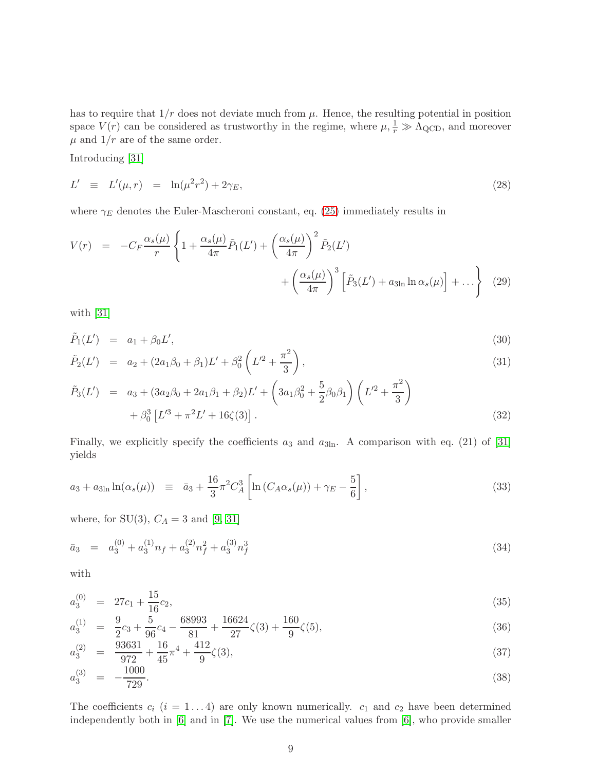has to require that $1/r$ does not deviate much from $\mu$. Hence, the resulting potential in position space $V(r)$ can be considered as trustworthy in the regime, where $\mu, \frac{1}{r} \gg \Lambda_{\rm QCD}$, and moreover $\mu$ and $1/r$ are of the same order.

Introducing [31]

$$L' \equiv L'(\mu, r) = \ln(\mu^2 r^2) + 2\gamma_E, \tag{28}$$

where $\gamma_E$ denotes the Euler-Mascheroni constant, eq. (25) immediately results in

$$V(r) = -C_F \frac{\alpha_s(\mu)}{r} \left\{ 1 + \frac{\alpha_s(\mu)}{4\pi} \tilde{P}_1(L') + \left(\frac{\alpha_s(\mu)}{4\pi}\right)^2 \tilde{P}_2(L') + \left(\frac{\alpha_s(\mu)}{4\pi}\right)^3 \left[\tilde{P}_3(L') + a_{3\ln} \ln \alpha_s(\mu)\right] + \ldots \right\} \tag{29}$$

with [31]

$$\tilde{P}_1(L') = a_1 + \beta_0 L', \tag{30}$$

$$\tilde{P}_2(L') = a_2 + (2a_1\beta_0 + \beta_1)L' + \beta_0^2 \left(L'^2 + \frac{\pi^2}{3}\right), \tag{31}$$

$$\tilde{P}_3(L') = a_3 + (3a_2\beta_0 + 2a_1\beta_1 + \beta_2)L' + \left(3a_1\beta_0^2 + \frac{5}{2}\beta_0\beta_1\right)\left(L'^2 + \frac{\pi^2}{3}\right) + \beta_0^3 \left[L'^3 + \pi^2 L' + 16\zeta(3)\right]. \tag{32}$$

Finally, we explicitly specify the coefficients $a_3$ and $a_{3\ln}$. A comparison with eq. (21) of [31] yields

$$a_3 + a_{3\ln} \ln(\alpha_s(\mu)) \equiv \bar{a}_3 + \frac{16}{3}\pi^2 C_A^3 \left[\ln(C_A \alpha_s(\mu)) + \gamma_E - \frac{5}{6}\right], \tag{33}$$

where, for SU(3), $C_A = 3$ and [9, 31]

$$\bar{a}_3 = a_3^{(0)} + a_3^{(1)} n_f + a_3^{(2)} n_f^2 + a_3^{(3)} n_f^3 \tag{34}$$

with

$$a_3^{(0)} = 27c_1 + \frac{15}{16}c_2, \tag{35}$$

$$a_3^{(1)} = \frac{9}{2}c_3 + \frac{5}{96}c_4 - \frac{68993}{81} + \frac{16624}{27}\zeta(3) + \frac{160}{9}\zeta(5), \tag{36}$$

$$a_3^{(2)} = \frac{93631}{972} + \frac{16}{45}\pi^4 + \frac{412}{9}\zeta(3), \tag{37}$$

$$a_3^{(3)} = -\frac{1000}{729}. \tag{38}$$

The coefficients $c_i$ ($i = 1 \ldots 4$) are only known numerically. $c_1$ and $c_2$ have been determined independently both in [6] and in [7]. We use the numerical values from [6], who provide smaller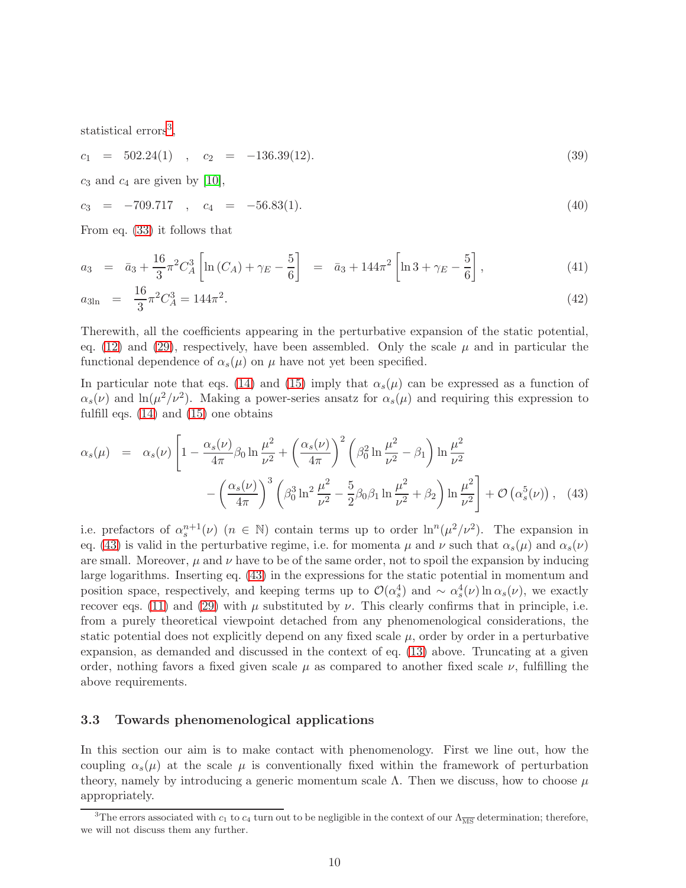statistical errors[3],

$$c_1 = 502.24(1) \quad , \quad c_2 = -136.39(12). \tag{39}$$

$c_3$ and $c_4$ are given by [10],

$$c_3 = -709.717 \quad , \quad c_4 = -56.83(1). \tag{40}$$

From eq. (33) it follows that

$$a_3 = \bar{a}_3 + \frac{16}{3}\pi^2 C_A^3 \left[\ln\left(C_A\right) + \gamma_E - \frac{5}{6}\right] = \bar{a}_3 + 144\pi^2 \left[\ln 3 + \gamma_E - \frac{5}{6}\right], \tag{41}$$

$$a_{3\ln} = \frac{16}{3}\pi^2 C_A^3 = 144\pi^2. \tag{42}$$

Therewith, all the coefficients appearing in the perturbative expansion of the static potential, eq. (12) and (29), respectively, have been assembled. Only the scale $\mu$ and in particular the functional dependence of $\alpha_s(\mu)$ on $\mu$ have not yet been specified.

In particular note that eqs. (14) and (15) imply that $\alpha_s(\mu)$ can be expressed as a function of $\alpha_s(\nu)$ and $\ln(\mu^2/\nu^2)$. Making a power-series ansatz for $\alpha_s(\mu)$ and requiring this expression to fulfill eqs. (14) and (15) one obtains

$$\begin{aligned}\alpha_s(\mu) = \alpha_s(\nu)\Bigg[1 &- \frac{\alpha_s(\nu)}{4\pi}\beta_0 \ln\frac{\mu^2}{\nu^2} + \left(\frac{\alpha_s(\nu)}{4\pi}\right)^2 \left(\beta_0^2 \ln\frac{\mu^2}{\nu^2} - \beta_1\right)\ln\frac{\mu^2}{\nu^2} \\ &- \left(\frac{\alpha_s(\nu)}{4\pi}\right)^3 \left(\beta_0^3 \ln^2\frac{\mu^2}{\nu^2} - \frac{5}{2}\beta_0\beta_1 \ln\frac{\mu^2}{\nu^2} + \beta_2\right)\ln\frac{\mu^2}{\nu^2}\Bigg] + \mathcal{O}\left(\alpha_s^5(\nu)\right), \end{aligned} \tag{43}$$

i.e. prefactors of $\alpha_s^{n+1}(\nu)$ ($n \in \mathbb{N}$) contain terms up to order $\ln^n(\mu^2/\nu^2)$. The expansion in eq. (43) is valid in the perturbative regime, i.e. for momenta $\mu$ and $\nu$ such that $\alpha_s(\mu)$ and $\alpha_s(\nu)$ are small. Moreover, $\mu$ and $\nu$ have to be of the same order, not to spoil the expansion by inducing large logarithms. Inserting eq. (43) in the expressions for the static potential in momentum and position space, respectively, and keeping terms up to $\mathcal{O}(\alpha_s^4)$ and $\sim \alpha_s^4(\nu)\ln\alpha_s(\nu)$, we exactly recover eqs. (11) and (29) with $\mu$ substituted by $\nu$. This clearly confirms that in principle, i.e. from a purely theoretical viewpoint detached from any phenomenological considerations, the static potential does not explicitly depend on any fixed scale $\mu$, order by order in a perturbative expansion, as demanded and discussed in the context of eq. (13) above. Truncating at a given order, nothing favors a fixed given scale $\mu$ as compared to another fixed scale $\nu$, fulfilling the above requirements.

### 3.3 Towards phenomenological applications

In this section our aim is to make contact with phenomenology. First we line out, how the coupling $\alpha_s(\mu)$ at the scale $\mu$ is conventionally fixed within the framework of perturbation theory, namely by introducing a generic momentum scale $\Lambda$. Then we discuss, how to choose $\mu$ appropriately.

[3] The errors associated with $c_1$ to $c_4$ turn out to be negligible in the context of our $\Lambda_{\overline{\text{MS}}}$ determination; therefore, we will not discuss them any further.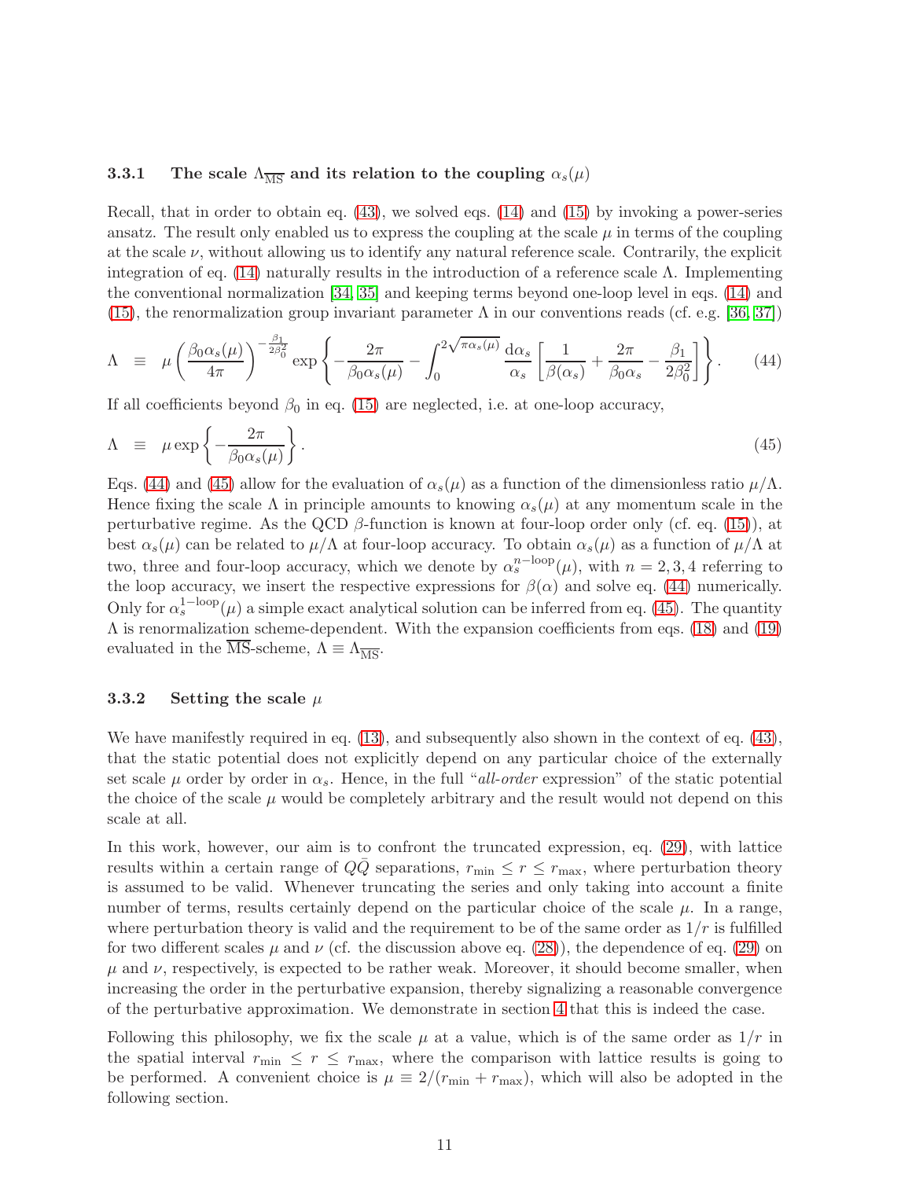#### 3.3.1 The scale $\Lambda_{\overline{\rm MS}}$ and its relation to the coupling $\alpha_s(\mu)$

Recall, that in order to obtain eq. (43), we solved eqs. (14) and (15) by invoking a power-series ansatz. The result only enabled us to express the coupling at the scale $\mu$ in terms of the coupling at the scale $\nu$, without allowing us to identify any natural reference scale. Contrarily, the explicit integration of eq. (14) naturally results in the introduction of a reference scale $\Lambda$. Implementing the conventional normalization [34, 35] and keeping terms beyond one-loop level in eqs. (14) and (15), the renormalization group invariant parameter $\Lambda$ in our conventions reads (cf. e.g. [36, 37])

$$\Lambda \equiv \mu \left( \frac{\beta_0 \alpha_s(\mu)}{4\pi} \right)^{-\frac{\beta_1}{2\beta_0^2}} \exp \left\{ -\frac{2\pi}{\beta_0 \alpha_s(\mu)} - \int_0^{2\sqrt{\pi \alpha_s(\mu)}} \frac{{\rm d}\alpha_s}{\alpha_s} \left[ \frac{1}{\beta(\alpha_s)} + \frac{2\pi}{\beta_0 \alpha_s} - \frac{\beta_1}{2\beta_0^2} \right] \right\}. \tag{44}$$

If all coefficients beyond $\beta_0$ in eq. (15) are neglected, i.e. at one-loop accuracy,

$$\Lambda \equiv \mu \exp \left\{ -\frac{2\pi}{\beta_0 \alpha_s(\mu)} \right\}. \tag{45}$$

Eqs. (44) and (45) allow for the evaluation of $\alpha_s(\mu)$ as a function of the dimensionless ratio $\mu/\Lambda$. Hence fixing the scale $\Lambda$ in principle amounts to knowing $\alpha_s(\mu)$ at any momentum scale in the perturbative regime. As the QCD $\beta$-function is known at four-loop order only (cf. eq. (15)), at best $\alpha_s(\mu)$ can be related to $\mu/\Lambda$ at four-loop accuracy. To obtain $\alpha_s(\mu)$ as a function of $\mu/\Lambda$ at two, three and four-loop accuracy, which we denote by $\alpha_s^{n-\rm loop}(\mu)$, with $n = 2, 3, 4$ referring to the loop accuracy, we insert the respective expressions for $\beta(\alpha)$ and solve eq. (44) numerically. Only for $\alpha_s^{1-\rm loop}(\mu)$ a simple exact analytical solution can be inferred from eq. (45). The quantity $\Lambda$ is renormalization scheme-dependent. With the expansion coefficients from eqs. (18) and (19) evaluated in the $\overline{\rm MS}$-scheme, $\Lambda \equiv \Lambda_{\overline{\rm MS}}$.

#### 3.3.2 Setting the scale $\mu$

We have manifestly required in eq. (13), and subsequently also shown in the context of eq. (43), that the static potential does not explicitly depend on any particular choice of the externally set scale $\mu$ order by order in $\alpha_s$. Hence, in the full "*all-order* expression" of the static potential the choice of the scale $\mu$ would be completely arbitrary and the result would not depend on this scale at all.

In this work, however, our aim is to confront the truncated expression, eq. (29), with lattice results within a certain range of $Q\bar{Q}$ separations, $r_{\rm min} \leq r \leq r_{\rm max}$, where perturbation theory is assumed to be valid. Whenever truncating the series and only taking into account a finite number of terms, results certainly depend on the particular choice of the scale $\mu$. In a range, where perturbation theory is valid and the requirement to be of the same order as $1/r$ is fulfilled for two different scales $\mu$ and $\nu$ (cf. the discussion above eq. (28)), the dependence of eq. (29) on $\mu$ and $\nu$, respectively, is expected to be rather weak. Moreover, it should become smaller, when increasing the order in the perturbative expansion, thereby signalizing a reasonable convergence of the perturbative approximation. We demonstrate in section 4 that this is indeed the case.

Following this philosophy, we fix the scale $\mu$ at a value, which is of the same order as $1/r$ in the spatial interval $r_{\rm min} \leq r \leq r_{\rm max}$, where the comparison with lattice results is going to be performed. A convenient choice is $\mu \equiv 2/(r_{\rm min} + r_{\rm max})$, which will also be adopted in the following section.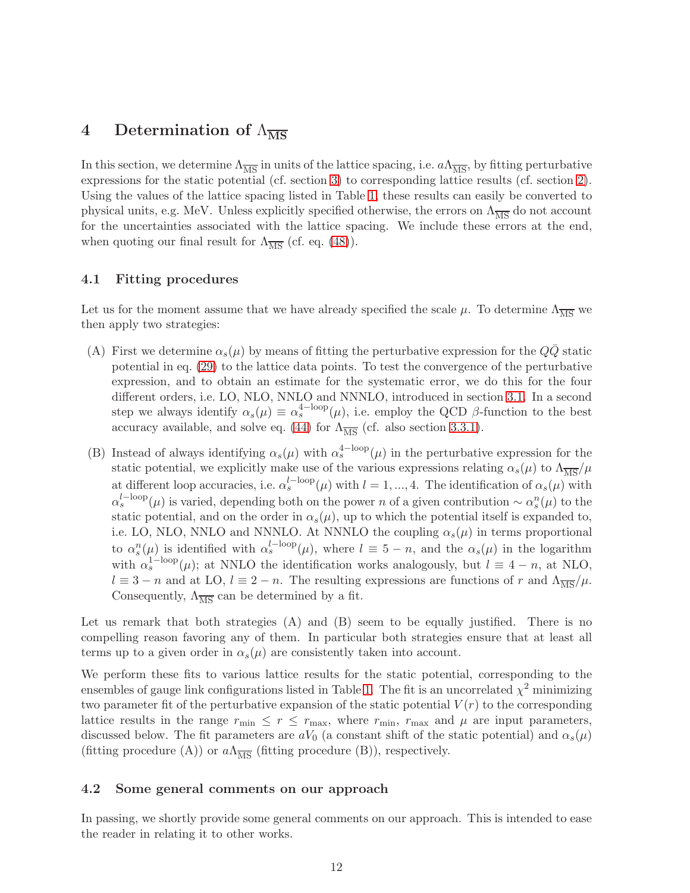# 4 Determination of $\Lambda_{\overline{\rm MS}}$

In this section, we determine $\Lambda_{\overline{\rm MS}}$ in units of the lattice spacing, i.e. $a\Lambda_{\overline{\rm MS}}$, by fitting perturbative expressions for the static potential (cf. section 3) to corresponding lattice results (cf. section 2). Using the values of the lattice spacing listed in Table 1, these results can easily be converted to physical units, e.g. MeV. Unless explicitly specified otherwise, the errors on $\Lambda_{\overline{\rm MS}}$ do not account for the uncertainties associated with the lattice spacing. We include these errors at the end, when quoting our final result for $\Lambda_{\overline{\rm MS}}$ (cf. eq. (48)).

## 4.1 Fitting procedures

Let us for the moment assume that we have already specified the scale $\mu$. To determine $\Lambda_{\overline{\rm MS}}$ we then apply two strategies:

(A) First we determine $\alpha_s(\mu)$ by means of fitting the perturbative expression for the $Q\bar{Q}$ static potential in eq. (29) to the lattice data points. To test the convergence of the perturbative expression, and to obtain an estimate for the systematic error, we do this for the four different orders, i.e. LO, NLO, NNLO and NNNLO, introduced in section 3.1. In a second step we always identify $\alpha_s(\mu) \equiv \alpha_s^{4-\rm loop}(\mu)$, i.e. employ the QCD $\beta$-function to the best accuracy available, and solve eq. (44) for $\Lambda_{\overline{\rm MS}}$ (cf. also section 3.3.1).

(B) Instead of always identifying $\alpha_s(\mu)$ with $\alpha_s^{4-\rm loop}(\mu)$ in the perturbative expression for the static potential, we explicitly make use of the various expressions relating $\alpha_s(\mu)$ to $\Lambda_{\overline{\rm MS}}/\mu$ at different loop accuracies, i.e. $\alpha_s^{l-\rm loop}(\mu)$ with $l = 1, ..., 4$. The identification of $\alpha_s(\mu)$ with $\alpha_s^{l-\rm loop}(\mu)$ is varied, depending both on the power $n$ of a given contribution $\sim \alpha_s^n(\mu)$ to the static potential, and on the order in $\alpha_s(\mu)$, up to which the potential itself is expanded to, i.e. LO, NLO, NNLO and NNNLO. At NNNLO the coupling $\alpha_s(\mu)$ in terms proportional to $\alpha_s^n(\mu)$ is identified with $\alpha_s^{l-\rm loop}(\mu)$, where $l \equiv 5 - n$, and the $\alpha_s(\mu)$ in the logarithm with $\alpha_s^{1-\rm loop}(\mu)$; at NNLO the identification works analogously, but $l \equiv 4 - n$, at NLO, $l \equiv 3 - n$ and at LO, $l \equiv 2 - n$. The resulting expressions are functions of $r$ and $\Lambda_{\overline{\rm MS}}/\mu$. Consequently, $\Lambda_{\overline{\rm MS}}$ can be determined by a fit.

Let us remark that both strategies (A) and (B) seem to be equally justified. There is no compelling reason favoring any of them. In particular both strategies ensure that at least all terms up to a given order in $\alpha_s(\mu)$ are consistently taken into account.

We perform these fits to various lattice results for the static potential, corresponding to the ensembles of gauge link configurations listed in Table 1. The fit is an uncorrelated $\chi^2$ minimizing two parameter fit of the perturbative expansion of the static potential $V(r)$ to the corresponding lattice results in the range $r_{\rm min} \leq r \leq r_{\rm max}$, where $r_{\rm min}$, $r_{\rm max}$ and $\mu$ are input parameters, discussed below. The fit parameters are $aV_0$ (a constant shift of the static potential) and $\alpha_s(\mu)$ (fitting procedure (A)) or $a\Lambda_{\overline{\rm MS}}$ (fitting procedure (B)), respectively.

## 4.2 Some general comments on our approach

In passing, we shortly provide some general comments on our approach. This is intended to ease the reader in relating it to other works.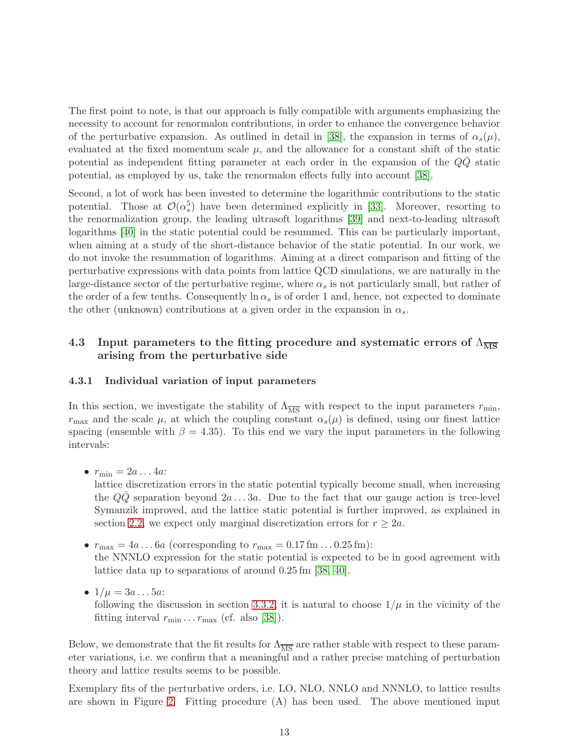The first point to note, is that our approach is fully compatible with arguments emphasizing the necessity to account for renormalon contributions, in order to enhance the convergence behavior of the perturbative expansion. As outlined in detail in [38], the expansion in terms of $\alpha_s(\mu)$, evaluated at the fixed momentum scale $\mu$, and the allowance for a constant shift of the static potential as independent fitting parameter at each order in the expansion of the $Q\bar{Q}$ static potential, as employed by us, take the renormalon effects fully into account [38].

Second, a lot of work has been invested to determine the logarithmic contributions to the static potential. Those at $\mathcal{O}(\alpha_s^5)$ have been determined explicitly in [33]. Moreover, resorting to the renormalization group, the leading ultrasoft logarithms [39] and next-to-leading ultrasoft logarithms [40] in the static potential could be resummed. This can be particularly important, when aiming at a study of the short-distance behavior of the static potential. In our work, we do not invoke the resummation of logarithms. Aiming at a direct comparison and fitting of the perturbative expressions with data points from lattice QCD simulations, we are naturally in the large-distance sector of the perturbative regime, where $\alpha_s$ is not particularly small, but rather of the order of a few tenths. Consequently $\ln \alpha_s$ is of order 1 and, hence, not expected to dominate the other (unknown) contributions at a given order in the expansion in $\alpha_s$.

### 4.3 Input parameters to the fitting procedure and systematic errors of $\Lambda_{\overline{\mathrm{MS}}}$ arising from the perturbative side

#### 4.3.1 Individual variation of input parameters

In this section, we investigate the stability of $\Lambda_{\overline{\mathrm{MS}}}$ with respect to the input parameters $r_{\mathrm{min}}$, $r_{\mathrm{max}}$ and the scale $\mu$, at which the coupling constant $\alpha_s(\mu)$ is defined, using our finest lattice spacing (ensemble with $\beta = 4.35$). To this end we vary the input parameters in the following intervals:

- $r_{\mathrm{min}} = 2a \ldots 4a$:
  lattice discretization errors in the static potential typically become small, when increasing the $Q\bar{Q}$ separation beyond $2a \ldots 3a$. Due to the fact that our gauge action is tree-level Symanzik improved, and the lattice static potential is further improved, as explained in section 2.2, we expect only marginal discretization errors for $r \geq 2a$.

- $r_{\mathrm{max}} = 4a \ldots 6a$ (corresponding to $r_{\mathrm{max}} = 0.17\,\mathrm{fm} \ldots 0.25\,\mathrm{fm}$):
  the NNNLO expression for the static potential is expected to be in good agreement with lattice data up to separations of around $0.25\,\mathrm{fm}$ [38, 40].

- $1/\mu = 3a \ldots 5a$:
  following the discussion in section 3.3.2, it is natural to choose $1/\mu$ in the vicinity of the fitting interval $r_{\mathrm{min}} \ldots r_{\mathrm{max}}$ (cf. also [38]).

Below, we demonstrate that the fit results for $\Lambda_{\overline{\mathrm{MS}}}$ are rather stable with respect to these parameter variations, i.e. we confirm that a meaningful and a rather precise matching of perturbation theory and lattice results seems to be possible.

Exemplary fits of the perturbative orders, i.e. LO, NLO, NNLO and NNNLO, to lattice results are shown in Figure 2. Fitting procedure (A) has been used. The above mentioned input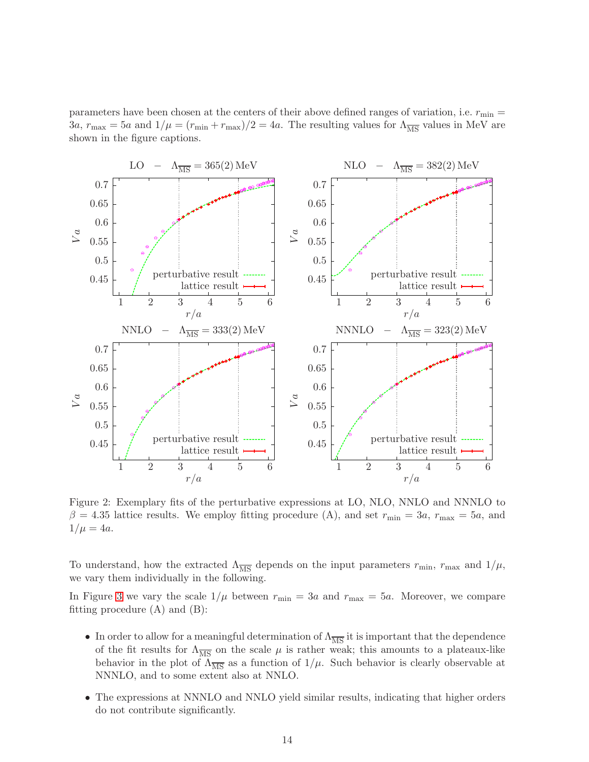parameters have been chosen at the centers of their above defined ranges of variation, i.e. $r_{\rm min} = 3a$, $r_{\rm max} = 5a$ and $1/\mu = (r_{\rm min} + r_{\rm max})/2 = 4a$. The resulting values for $\Lambda_{\overline{\rm MS}}$ values in MeV are shown in the figure captions.

Figure 2: Exemplary fits of the perturbative expressions at LO, NLO, NNLO and NNNLO to $\beta = 4.35$ lattice results. We employ fitting procedure (A), and set $r_{\rm min} = 3a$, $r_{\rm max} = 5a$, and $1/\mu = 4a$.

To understand, how the extracted $\Lambda_{\overline{\rm MS}}$ depends on the input parameters $r_{\rm min}$, $r_{\rm max}$ and $1/\mu$, we vary them individually in the following.

In Figure 3 we vary the scale $1/\mu$ between $r_{\rm min} = 3a$ and $r_{\rm max} = 5a$. Moreover, we compare fitting procedure (A) and (B):

- In order to allow for a meaningful determination of $\Lambda_{\overline{\rm MS}}$ it is important that the dependence of the fit results for $\Lambda_{\overline{\rm MS}}$ on the scale $\mu$ is rather weak; this amounts to a plateaux-like behavior in the plot of $\Lambda_{\overline{\rm MS}}$ as a function of $1/\mu$. Such behavior is clearly observable at NNNLO, and to some extent also at NNLO.
- The expressions at NNNLO and NNLO yield similar results, indicating that higher orders do not contribute significantly.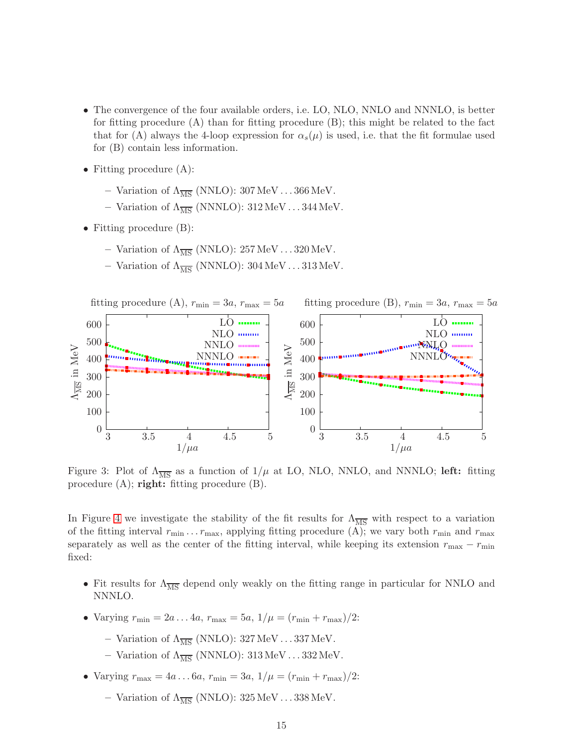- The convergence of the four available orders, i.e. LO, NLO, NNLO and NNNLO, is better for fitting procedure (A) than for fitting procedure (B); this might be related to the fact that for (A) always the 4-loop expression for $\alpha_s(\mu)$ is used, i.e. that the fit formulae used for (B) contain less information.
- Fitting procedure (A):
  - Variation of $\Lambda_{\overline{\rm MS}}$ (NNLO): 307 MeV ... 366 MeV.
  - Variation of $\Lambda_{\overline{\rm MS}}$ (NNNLO): 312 MeV ... 344 MeV.
- Fitting procedure (B):
  - Variation of $\Lambda_{\overline{\rm MS}}$ (NNLO): 257 MeV ... 320 MeV.
  - Variation of $\Lambda_{\overline{\rm MS}}$ (NNNLO): 304 MeV ... 313 MeV.

Figure 3: Plot of $\Lambda_{\overline{\rm MS}}$ as a function of $1/\mu$ at LO, NLO, NNLO, and NNNLO; **left:** fitting procedure (A); **right:** fitting procedure (B).

In Figure 4 we investigate the stability of the fit results for $\Lambda_{\overline{\rm MS}}$ with respect to a variation of the fitting interval $r_{\rm min} \ldots r_{\rm max}$, applying fitting procedure (A); we vary both $r_{\rm min}$ and $r_{\rm max}$ separately as well as the center of the fitting interval, while keeping its extension $r_{\rm max} - r_{\rm min}$ fixed:

- Fit results for $\Lambda_{\overline{\rm MS}}$ depend only weakly on the fitting range in particular for NNLO and NNNLO.
- Varying $r_{\rm min} = 2a \ldots 4a$, $r_{\rm max} = 5a$, $1/\mu = (r_{\rm min} + r_{\rm max})/2$:
  - Variation of $\Lambda_{\overline{\rm MS}}$ (NNLO): 327 MeV ... 337 MeV.
  - Variation of $\Lambda_{\overline{\rm MS}}$ (NNNLO): 313 MeV ... 332 MeV.
- Varying $r_{\rm max} = 4a \ldots 6a$, $r_{\rm min} = 3a$, $1/\mu = (r_{\rm min} + r_{\rm max})/2$:
  - Variation of $\Lambda_{\overline{\rm MS}}$ (NNLO): 325 MeV ... 338 MeV.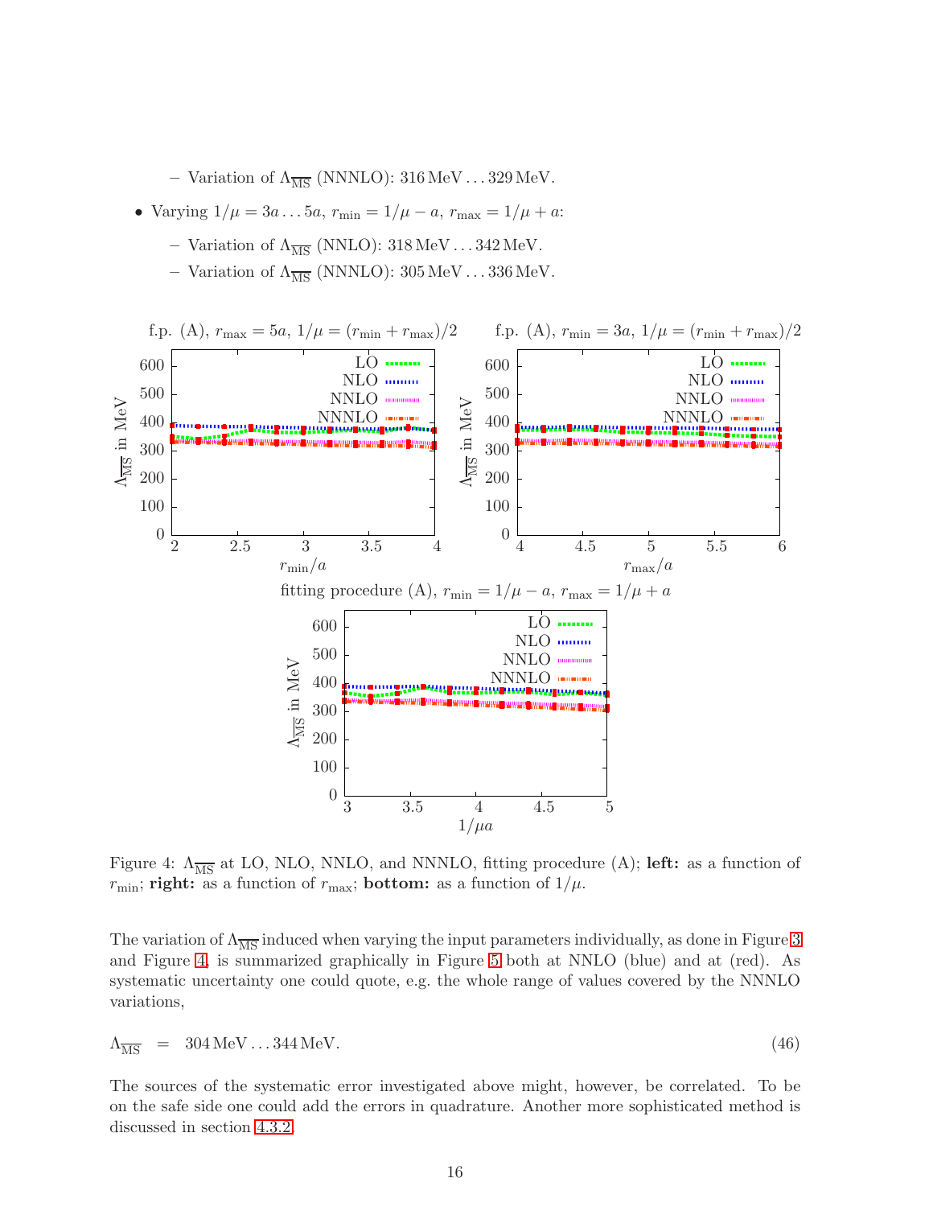- Variation of $\Lambda_{\overline{\mathrm{MS}}}$ (NNNLO): 316 MeV ... 329 MeV.

- Varying $1/\mu = 3a \ldots 5a$, $r_{\mathrm{min}} = 1/\mu - a$, $r_{\mathrm{max}} = 1/\mu + a$:
  - Variation of $\Lambda_{\overline{\mathrm{MS}}}$ (NNLO): 318 MeV ... 342 MeV.
  - Variation of $\Lambda_{\overline{\mathrm{MS}}}$ (NNNLO): 305 MeV ... 336 MeV.

Figure 4: $\Lambda_{\overline{\mathrm{MS}}}$ at LO, NLO, NNLO, and NNNLO, fitting procedure (A); **left:** as a function of $r_{\mathrm{min}}$; **right:** as a function of $r_{\mathrm{max}}$; **bottom:** as a function of $1/\mu$.

The variation of $\Lambda_{\overline{\mathrm{MS}}}$ induced when varying the input parameters individually, as done in Figure 3 and Figure 4, is summarized graphically in Figure 5 both at NNLO (blue) and at (red). As systematic uncertainty one could quote, e.g. the whole range of values covered by the NNNLO variations,

$$\Lambda_{\overline{\mathrm{MS}}} \quad = \quad 304\,\mathrm{MeV} \ldots 344\,\mathrm{MeV}. \tag{46}$$

The sources of the systematic error investigated above might, however, be correlated. To be on the safe side one could add the errors in quadrature. Another more sophisticated method is discussed in section 4.3.2.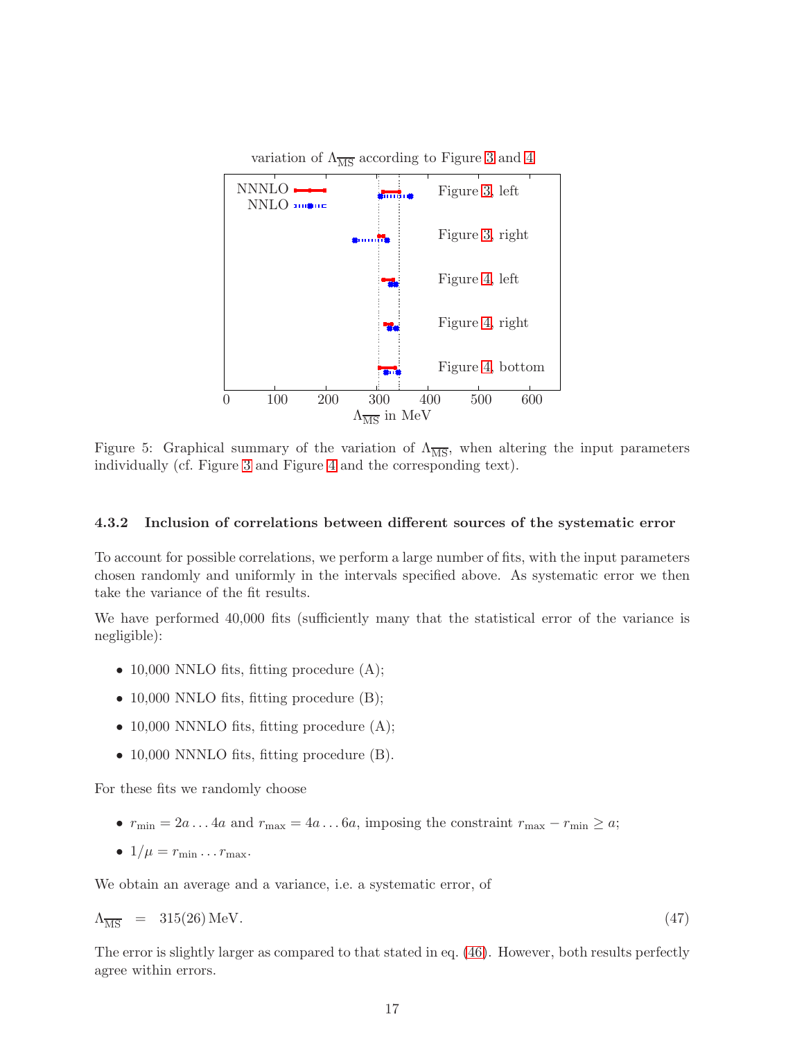Figure 5: Graphical summary of the variation of $\Lambda_{\overline{\mathrm{MS}}}$, when altering the input parameters individually (cf. Figure 3 and Figure 4 and the corresponding text).

#### 4.3.2 Inclusion of correlations between different sources of the systematic error

To account for possible correlations, we perform a large number of fits, with the input parameters chosen randomly and uniformly in the intervals specified above. As systematic error we then take the variance of the fit results.

We have performed 40,000 fits (sufficiently many that the statistical error of the variance is negligible):

- 10,000 NNLO fits, fitting procedure (A);
- 10,000 NNLO fits, fitting procedure (B);
- 10,000 NNNLO fits, fitting procedure (A);
- 10,000 NNNLO fits, fitting procedure (B).

For these fits we randomly choose

- $r_{\mathrm{min}} = 2a \ldots 4a$ and $r_{\mathrm{max}} = 4a \ldots 6a$, imposing the constraint $r_{\mathrm{max}} - r_{\mathrm{min}} \geq a$;
- $1/\mu = r_{\mathrm{min}} \ldots r_{\mathrm{max}}$.

We obtain an average and a variance, i.e. a systematic error, of

$$\Lambda_{\overline{\mathrm{MS}}} \quad = \quad 315(26)\,\mathrm{MeV}. \tag{47}$$

The error is slightly larger as compared to that stated in eq. (46). However, both results perfectly agree within errors.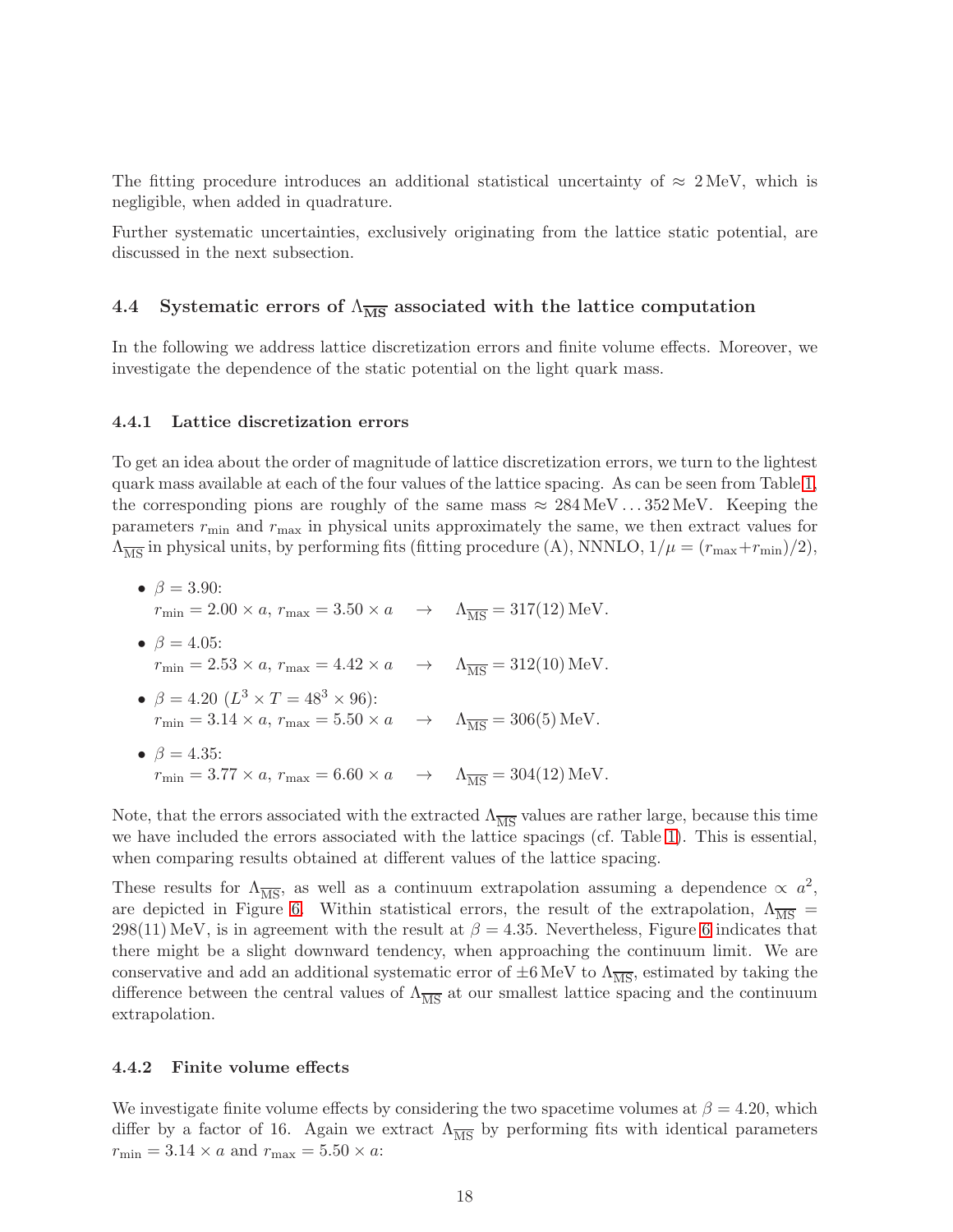The fitting procedure introduces an additional statistical uncertainty of $\approx 2\,\text{MeV}$, which is negligible, when added in quadrature.

Further systematic uncertainties, exclusively originating from the lattice static potential, are discussed in the next subsection.

### 4.4 Systematic errors of $\Lambda_{\overline{\text{MS}}}$ associated with the lattice computation

In the following we address lattice discretization errors and finite volume effects. Moreover, we investigate the dependence of the static potential on the light quark mass.

#### 4.4.1 Lattice discretization errors

To get an idea about the order of magnitude of lattice discretization errors, we turn to the lightest quark mass available at each of the four values of the lattice spacing. As can be seen from Table 1, the corresponding pions are roughly of the same mass $\approx 284\,\text{MeV} \ldots 352\,\text{MeV}$. Keeping the parameters $r_{\text{min}}$ and $r_{\text{max}}$ in physical units approximately the same, we then extract values for $\Lambda_{\overline{\text{MS}}}$ in physical units, by performing fits (fitting procedure (A), NNNLO, $1/\mu = (r_{\text{max}}+r_{\text{min}})/2$),

- $\beta = 3.90$:
  $r_{\text{min}} = 2.00 \times a$, $r_{\text{max}} = 3.50 \times a \quad \rightarrow \quad \Lambda_{\overline{\text{MS}}} = 317(12)\,\text{MeV}$.
- $\beta = 4.05$:
  $r_{\text{min}} = 2.53 \times a$, $r_{\text{max}} = 4.42 \times a \quad \rightarrow \quad \Lambda_{\overline{\text{MS}}} = 312(10)\,\text{MeV}$.
- $\beta = 4.20$ ($L^3 \times T = 48^3 \times 96$):
  $r_{\text{min}} = 3.14 \times a$, $r_{\text{max}} = 5.50 \times a \quad \rightarrow \quad \Lambda_{\overline{\text{MS}}} = 306(5)\,\text{MeV}$.
- $\beta = 4.35$:
  $r_{\text{min}} = 3.77 \times a$, $r_{\text{max}} = 6.60 \times a \quad \rightarrow \quad \Lambda_{\overline{\text{MS}}} = 304(12)\,\text{MeV}$.

Note, that the errors associated with the extracted $\Lambda_{\overline{\text{MS}}}$ values are rather large, because this time we have included the errors associated with the lattice spacings (cf. Table 1). This is essential, when comparing results obtained at different values of the lattice spacing.

These results for $\Lambda_{\overline{\text{MS}}}$, as well as a continuum extrapolation assuming a dependence $\propto a^2$, are depicted in Figure 6. Within statistical errors, the result of the extrapolation, $\Lambda_{\overline{\text{MS}}} = 298(11)\,\text{MeV}$, is in agreement with the result at $\beta = 4.35$. Nevertheless, Figure 6 indicates that there might be a slight downward tendency, when approaching the continuum limit. We are conservative and add an additional systematic error of $\pm 6\,\text{MeV}$ to $\Lambda_{\overline{\text{MS}}}$, estimated by taking the difference between the central values of $\Lambda_{\overline{\text{MS}}}$ at our smallest lattice spacing and the continuum extrapolation.

#### 4.4.2 Finite volume effects

We investigate finite volume effects by considering the two spacetime volumes at $\beta = 4.20$, which differ by a factor of 16. Again we extract $\Lambda_{\overline{\text{MS}}}$ by performing fits with identical parameters $r_{\text{min}} = 3.14 \times a$ and $r_{\text{max}} = 5.50 \times a$: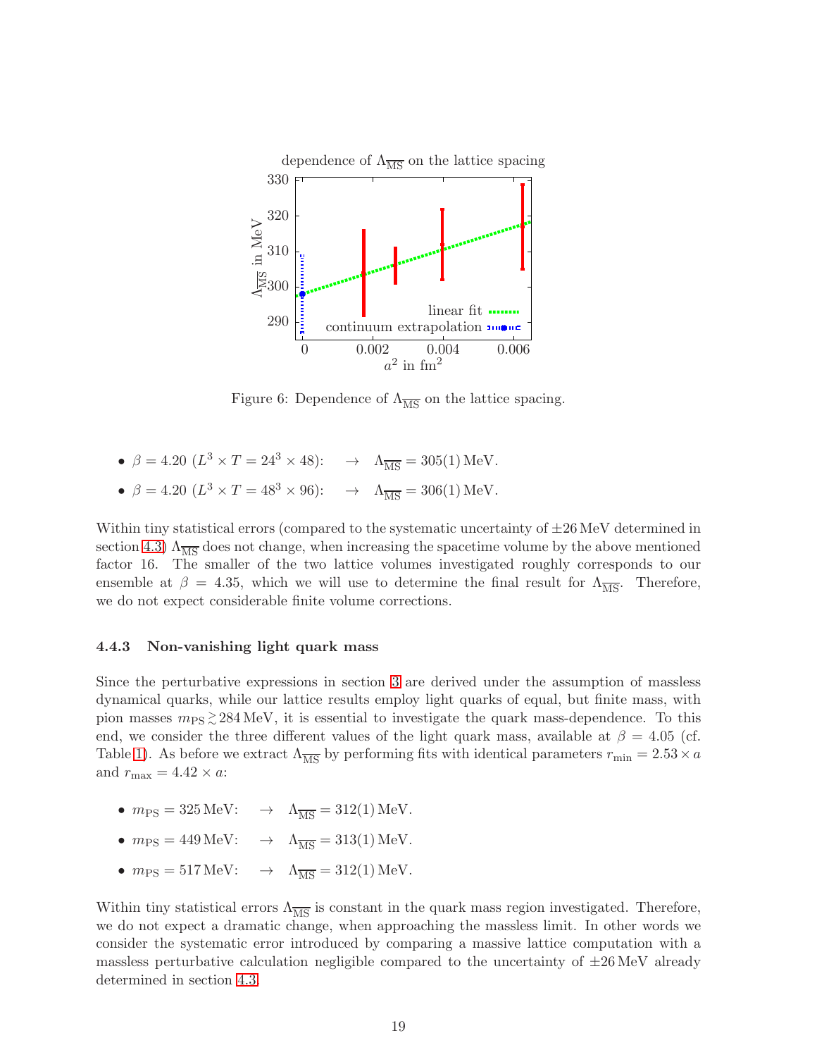Figure 6: Dependence of $\Lambda_{\overline{\rm MS}}$ on the lattice spacing.

- $\beta = 4.20$ ($L^3 \times T = 24^3 \times 48$): $\rightarrow$ $\Lambda_{\overline{\rm MS}} = 305(1)\,\text{MeV}$.
- $\beta = 4.20$ ($L^3 \times T = 48^3 \times 96$): $\rightarrow$ $\Lambda_{\overline{\rm MS}} = 306(1)\,\text{MeV}$.

Within tiny statistical errors (compared to the systematic uncertainty of $\pm 26\,\text{MeV}$ determined in section 4.3) $\Lambda_{\overline{\rm MS}}$ does not change, when increasing the spacetime volume by the above mentioned factor 16. The smaller of the two lattice volumes investigated roughly corresponds to our ensemble at $\beta = 4.35$, which we will use to determine the final result for $\Lambda_{\overline{\rm MS}}$. Therefore, we do not expect considerable finite volume corrections.

#### 4.4.3 Non-vanishing light quark mass

Since the perturbative expressions in section 3 are derived under the assumption of massless dynamical quarks, while our lattice results employ light quarks of equal, but finite mass, with pion masses $m_{\rm PS} \gtrsim 284\,\text{MeV}$, it is essential to investigate the quark mass-dependence. To this end, we consider the three different values of the light quark mass, available at $\beta = 4.05$ (cf. Table 1). As before we extract $\Lambda_{\overline{\rm MS}}$ by performing fits with identical parameters $r_{\rm min} = 2.53 \times a$ and $r_{\rm max} = 4.42 \times a$:

- $m_{\rm PS} = 325\,\text{MeV}$: $\rightarrow$ $\Lambda_{\overline{\rm MS}} = 312(1)\,\text{MeV}$.
- $m_{\rm PS} = 449\,\text{MeV}$: $\rightarrow$ $\Lambda_{\overline{\rm MS}} = 313(1)\,\text{MeV}$.
- $m_{\rm PS} = 517\,\text{MeV}$: $\rightarrow$ $\Lambda_{\overline{\rm MS}} = 312(1)\,\text{MeV}$.

Within tiny statistical errors $\Lambda_{\overline{\rm MS}}$ is constant in the quark mass region investigated. Therefore, we do not expect a dramatic change, when approaching the massless limit. In other words we consider the systematic error introduced by comparing a massive lattice computation with a massless perturbative calculation negligible compared to the uncertainty of $\pm 26\,\text{MeV}$ already determined in section 4.3.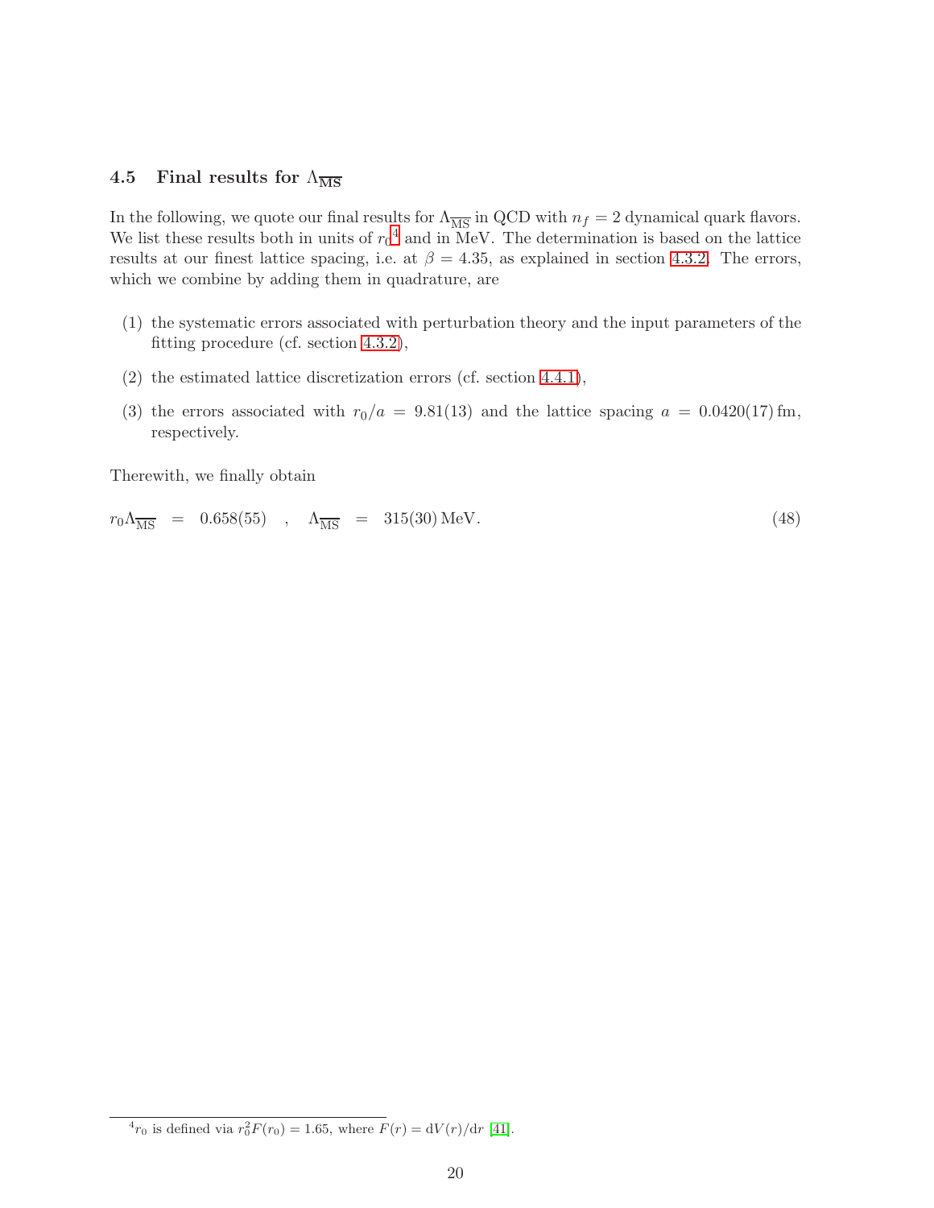### 4.5 Final results for $\Lambda_{\overline{\rm MS}}$

In the following, we quote our final results for $\Lambda_{\overline{\rm MS}}$ in QCD with $n_f = 2$ dynamical quark flavors. We list these results both in units of $r_0$[4] and in MeV. The determination is based on the lattice results at our finest lattice spacing, i.e. at $\beta = 4.35$, as explained in section 4.3.2. The errors, which we combine by adding them in quadrature, are

(1) the systematic errors associated with perturbation theory and the input parameters of the fitting procedure (cf. section 4.3.2),

(2) the estimated lattice discretization errors (cf. section 4.4.1),

(3) the errors associated with $r_0/a = 9.81(13)$ and the lattice spacing $a = 0.0420(17)\,\mathrm{fm}$, respectively.

Therewith, we finally obtain

$$r_0\Lambda_{\overline{\rm MS}} \;=\; 0.658(55) \quad , \quad \Lambda_{\overline{\rm MS}} \;=\; 315(30)\,\mathrm{MeV}. \tag{48}$$

[4] $r_0$ is defined via $r_0^2 F(r_0) = 1.65$, where $F(r) = \mathrm{d}V(r)/\mathrm{d}r$ [41].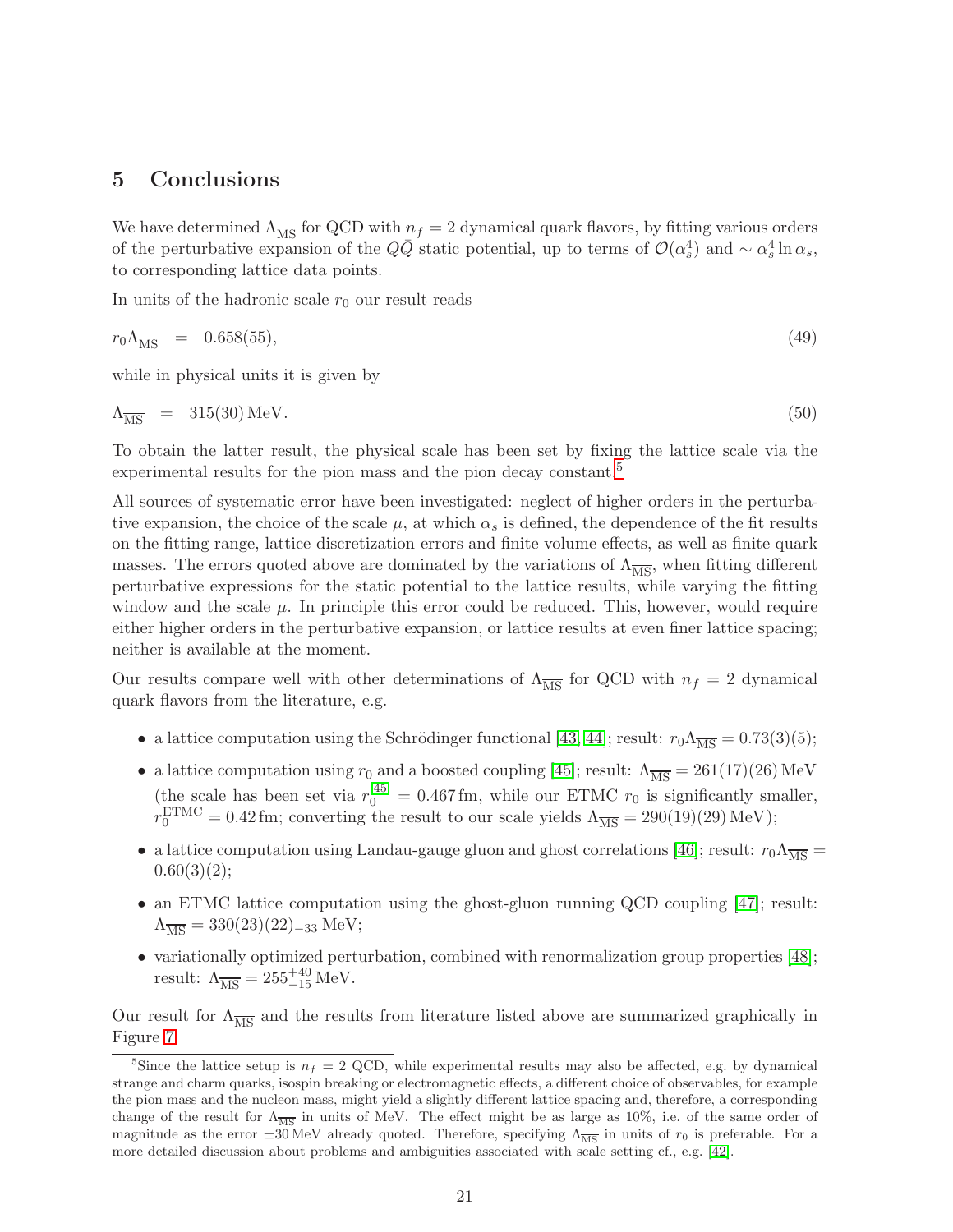## 5 Conclusions

We have determined $\Lambda_{\overline{\mathrm{MS}}}$ for QCD with $n_f = 2$ dynamical quark flavors, by fitting various orders of the perturbative expansion of the $Q\bar{Q}$ static potential, up to terms of $\mathcal{O}(\alpha_s^4)$ and $\sim \alpha_s^4 \ln \alpha_s$, to corresponding lattice data points.

In units of the hadronic scale $r_0$ our result reads

$$r_0 \Lambda_{\overline{\mathrm{MS}}} \;\; = \;\; 0.658(55), \tag{49}$$

while in physical units it is given by

$$\Lambda_{\overline{\mathrm{MS}}} \;\; = \;\; 315(30)\,\mathrm{MeV}. \tag{50}$$

To obtain the latter result, the physical scale has been set by fixing the lattice scale via the experimental results for the pion mass and the pion decay constant.[5]

All sources of systematic error have been investigated: neglect of higher orders in the perturbative expansion, the choice of the scale $\mu$, at which $\alpha_s$ is defined, the dependence of the fit results on the fitting range, lattice discretization errors and finite volume effects, as well as finite quark masses. The errors quoted above are dominated by the variations of $\Lambda_{\overline{\mathrm{MS}}}$, when fitting different perturbative expressions for the static potential to the lattice results, while varying the fitting window and the scale $\mu$. In principle this error could be reduced. This, however, would require either higher orders in the perturbative expansion, or lattice results at even finer lattice spacing; neither is available at the moment.

Our results compare well with other determinations of $\Lambda_{\overline{\mathrm{MS}}}$ for QCD with $n_f = 2$ dynamical quark flavors from the literature, e.g.

- a lattice computation using the Schrödinger functional [43, 44]; result: $r_0 \Lambda_{\overline{\mathrm{MS}}} = 0.73(3)(5)$;
- a lattice computation using $r_0$ and a boosted coupling [45]; result: $\Lambda_{\overline{\mathrm{MS}}} = 261(17)(26)\,\mathrm{MeV}$ (the scale has been set via $r_0^{[45]} = 0.467\,\mathrm{fm}$, while our ETMC $r_0$ is significantly smaller, $r_0^{\mathrm{ETMC}} = 0.42\,\mathrm{fm}$; converting the result to our scale yields $\Lambda_{\overline{\mathrm{MS}}} = 290(19)(29)\,\mathrm{MeV}$);
- a lattice computation using Landau-gauge gluon and ghost correlations [46]; result: $r_0 \Lambda_{\overline{\mathrm{MS}}} = 0.60(3)(2)$;
- an ETMC lattice computation using the ghost-gluon running QCD coupling [47]; result: $\Lambda_{\overline{\mathrm{MS}}} = 330(23)(22)_{-33}\,\mathrm{MeV}$;
- variationally optimized perturbation, combined with renormalization group properties [48]; result: $\Lambda_{\overline{\mathrm{MS}}} = 255^{+40}_{-15}\,\mathrm{MeV}$.

Our result for $\Lambda_{\overline{\mathrm{MS}}}$ and the results from literature listed above are summarized graphically in Figure 7.

[5] Since the lattice setup is $n_f = 2$ QCD, while experimental results may also be affected, e.g. by dynamical strange and charm quarks, isospin breaking or electromagnetic effects, a different choice of observables, for example the pion mass and the nucleon mass, might yield a slightly different lattice spacing and, therefore, a corresponding change of the result for $\Lambda_{\overline{\mathrm{MS}}}$ in units of MeV. The effect might be as large as 10%, i.e. of the same order of magnitude as the error $\pm 30\,\mathrm{MeV}$ already quoted. Therefore, specifying $\Lambda_{\overline{\mathrm{MS}}}$ in units of $r_0$ is preferable. For a more detailed discussion about problems and ambiguities associated with scale setting cf., e.g. [42].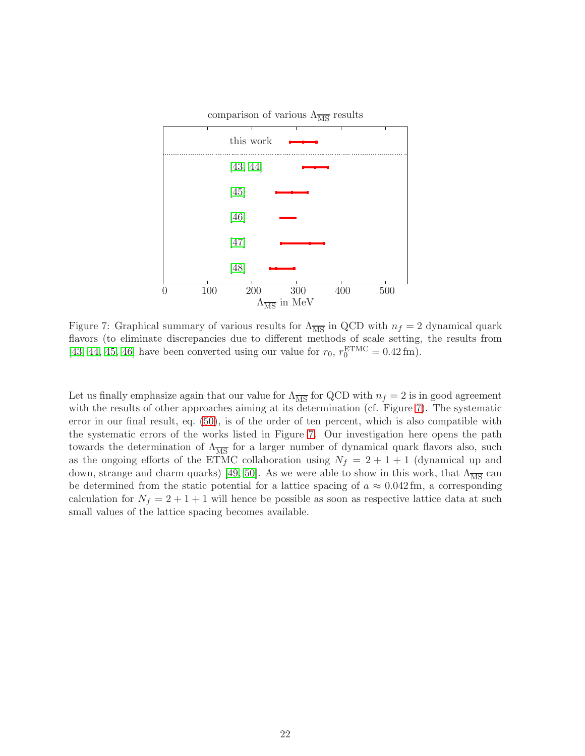Figure 7: Graphical summary of various results for $\Lambda_{\overline{\text{MS}}}$ in QCD with $n_f = 2$ dynamical quark flavors (to eliminate discrepancies due to different methods of scale setting, the results from [43, 44, 45, 46] have been converted using our value for $r_0$, $r_0^{\text{ETMC}} = 0.42\,\text{fm}$).

Let us finally emphasize again that our value for $\Lambda_{\overline{\text{MS}}}$ for QCD with $n_f = 2$ is in good agreement with the results of other approaches aiming at its determination (cf. Figure 7). The systematic error in our final result, eq. (50), is of the order of ten percent, which is also compatible with the systematic errors of the works listed in Figure 7. Our investigation here opens the path towards the determination of $\Lambda_{\overline{\text{MS}}}$ for a larger number of dynamical quark flavors also, such as the ongoing efforts of the ETMC collaboration using $N_f = 2 + 1 + 1$ (dynamical up and down, strange and charm quarks) [49, 50]. As we were able to show in this work, that $\Lambda_{\overline{\text{MS}}}$ can be determined from the static potential for a lattice spacing of $a \approx 0.042\,\text{fm}$, a corresponding calculation for $N_f = 2 + 1 + 1$ will hence be possible as soon as respective lattice data at such small values of the lattice spacing becomes available.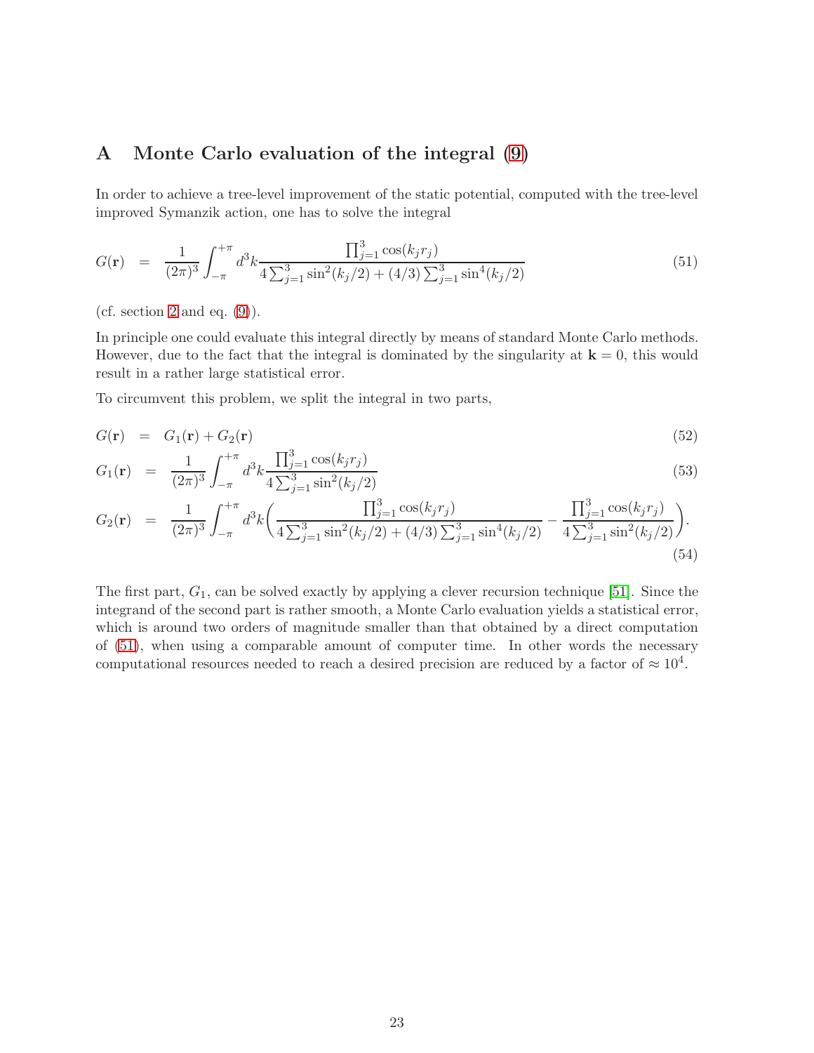# A Monte Carlo evaluation of the integral (9)

In order to achieve a tree-level improvement of the static potential, computed with the tree-level improved Symanzik action, one has to solve the integral

$$G(\mathbf{r}) = \frac{1}{(2\pi)^3} \int_{-\pi}^{+\pi} d^3k \frac{\prod_{j=1}^{3} \cos(k_j r_j)}{4 \sum_{j=1}^{3} \sin^2(k_j/2) + (4/3) \sum_{j=1}^{3} \sin^4(k_j/2)} \tag{51}$$

(cf. section 2 and eq. (9)).

In principle one could evaluate this integral directly by means of standard Monte Carlo methods. However, due to the fact that the integral is dominated by the singularity at $\mathbf{k} = 0$, this would result in a rather large statistical error.

To circumvent this problem, we split the integral in two parts,

$$G(\mathbf{r}) = G_1(\mathbf{r}) + G_2(\mathbf{r}) \tag{52}$$

$$G_1(\mathbf{r}) = \frac{1}{(2\pi)^3} \int_{-\pi}^{+\pi} d^3k \frac{\prod_{j=1}^{3} \cos(k_j r_j)}{4 \sum_{j=1}^{3} \sin^2(k_j/2)} \tag{53}$$

$$G_2(\mathbf{r}) = \frac{1}{(2\pi)^3} \int_{-\pi}^{+\pi} d^3k \left( \frac{\prod_{j=1}^{3} \cos(k_j r_j)}{4 \sum_{j=1}^{3} \sin^2(k_j/2) + (4/3) \sum_{j=1}^{3} \sin^4(k_j/2)} - \frac{\prod_{j=1}^{3} \cos(k_j r_j)}{4 \sum_{j=1}^{3} \sin^2(k_j/2)} \right). \tag{54}$$

The first part, $G_1$, can be solved exactly by applying a clever recursion technique [51]. Since the integrand of the second part is rather smooth, a Monte Carlo evaluation yields a statistical error, which is around two orders of magnitude smaller than that obtained by a direct computation of (51), when using a comparable amount of computer time. In other words the necessary computational resources needed to reach a desired precision are reduced by a factor of $\approx 10^4$.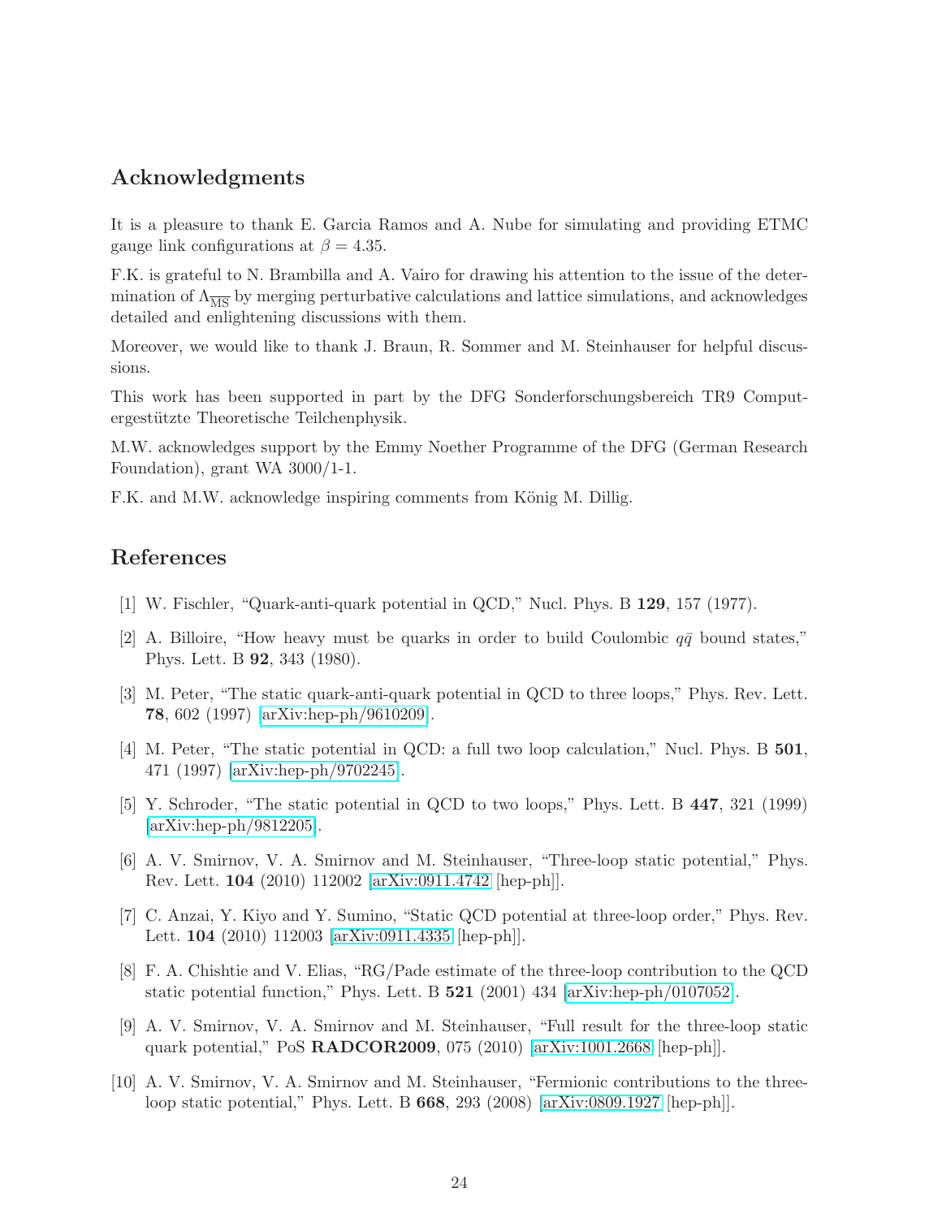## Acknowledgments

It is a pleasure to thank E. Garcia Ramos and A. Nube for simulating and providing ETMC gauge link configurations at $\beta = 4.35$.

F.K. is grateful to N. Brambilla and A. Vairo for drawing his attention to the issue of the determination of $\Lambda_{\overline{\mathrm{MS}}}$ by merging perturbative calculations and lattice simulations, and acknowledges detailed and enlightening discussions with them.

Moreover, we would like to thank J. Braun, R. Sommer and M. Steinhauser for helpful discussions.

This work has been supported in part by the DFG Sonderforschungsbereich TR9 Computergestützte Theoretische Teilchenphysik.

M.W. acknowledges support by the Emmy Noether Programme of the DFG (German Research Foundation), grant WA 3000/1-1.

F.K. and M.W. acknowledge inspiring comments from König M. Dillig.

## References

[1] W. Fischler, "Quark-anti-quark potential in QCD," Nucl. Phys. B **129**, 157 (1977).

[2] A. Billoire, "How heavy must be quarks in order to build Coulombic $q\bar{q}$ bound states," Phys. Lett. B **92**, 343 (1980).

[3] M. Peter, "The static quark-anti-quark potential in QCD to three loops," Phys. Rev. Lett. **78**, 602 (1997) [arXiv:hep-ph/9610209].

[4] M. Peter, "The static potential in QCD: a full two loop calculation," Nucl. Phys. B **501**, 471 (1997) [arXiv:hep-ph/9702245].

[5] Y. Schroder, "The static potential in QCD to two loops," Phys. Lett. B **447**, 321 (1999) [arXiv:hep-ph/9812205].

[6] A. V. Smirnov, V. A. Smirnov and M. Steinhauser, "Three-loop static potential," Phys. Rev. Lett. **104** (2010) 112002 [arXiv:0911.4742 [hep-ph]].

[7] C. Anzai, Y. Kiyo and Y. Sumino, "Static QCD potential at three-loop order," Phys. Rev. Lett. **104** (2010) 112003 [arXiv:0911.4335 [hep-ph]].

[8] F. A. Chishtie and V. Elias, "RG/Pade estimate of the three-loop contribution to the QCD static potential function," Phys. Lett. B **521** (2001) 434 [arXiv:hep-ph/0107052].

[9] A. V. Smirnov, V. A. Smirnov and M. Steinhauser, "Full result for the three-loop static quark potential," PoS **RADCOR2009**, 075 (2010) [arXiv:1001.2668 [hep-ph]].

[10] A. V. Smirnov, V. A. Smirnov and M. Steinhauser, "Fermionic contributions to the three-loop static potential," Phys. Lett. B **668**, 293 (2008) [arXiv:0809.1927 [hep-ph]].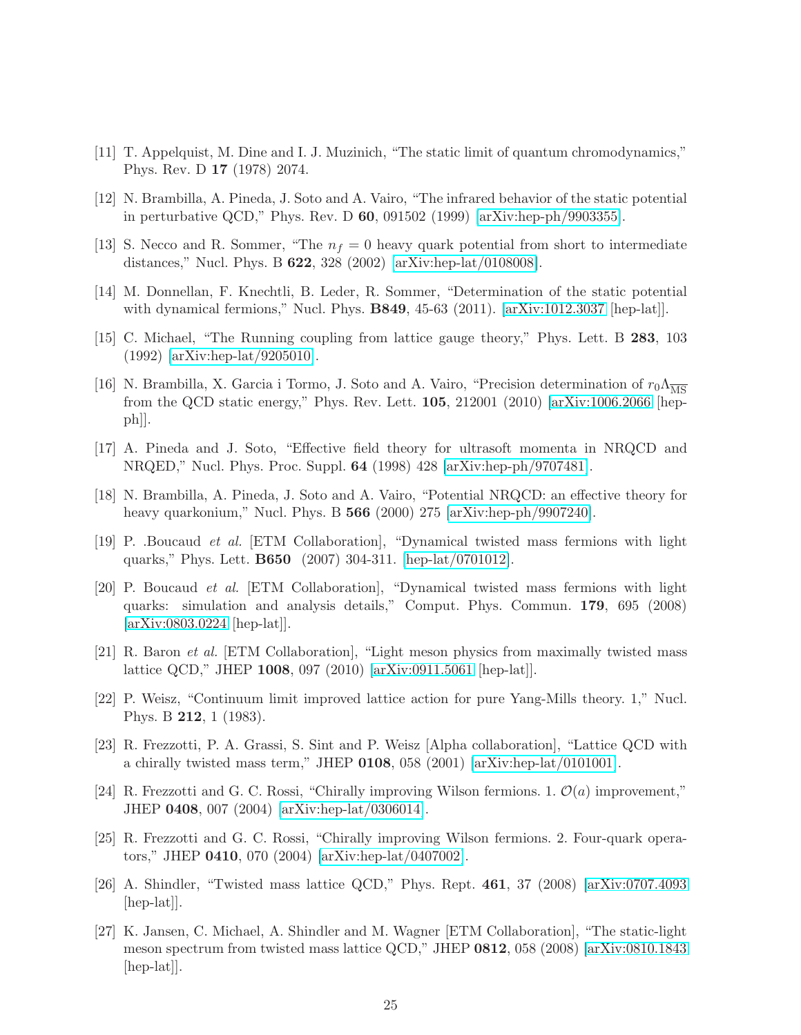[11] T. Appelquist, M. Dine and I. J. Muzinich, "The static limit of quantum chromodynamics," Phys. Rev. D **17** (1978) 2074.

[12] N. Brambilla, A. Pineda, J. Soto and A. Vairo, "The infrared behavior of the static potential in perturbative QCD," Phys. Rev. D **60**, 091502 (1999) [arXiv:hep-ph/9903355].

[13] S. Necco and R. Sommer, "The $n_f = 0$ heavy quark potential from short to intermediate distances," Nucl. Phys. B **622**, 328 (2002) [arXiv:hep-lat/0108008].

[14] M. Donnellan, F. Knechtli, B. Leder, R. Sommer, "Determination of the static potential with dynamical fermions," Nucl. Phys. **B849**, 45-63 (2011). [arXiv:1012.3037 [hep-lat]].

[15] C. Michael, "The Running coupling from lattice gauge theory," Phys. Lett. B **283**, 103 (1992) [arXiv:hep-lat/9205010].

[16] N. Brambilla, X. Garcia i Tormo, J. Soto and A. Vairo, "Precision determination of $r_0\Lambda_{\overline{\rm MS}}$ from the QCD static energy," Phys. Rev. Lett. **105**, 212001 (2010) [arXiv:1006.2066 [hep-ph]].

[17] A. Pineda and J. Soto, "Effective field theory for ultrasoft momenta in NRQCD and NRQED," Nucl. Phys. Proc. Suppl. **64** (1998) 428 [arXiv:hep-ph/9707481].

[18] N. Brambilla, A. Pineda, J. Soto and A. Vairo, "Potential NRQCD: an effective theory for heavy quarkonium," Nucl. Phys. B **566** (2000) 275 [arXiv:hep-ph/9907240].

[19] P. .Boucaud *et al.* [ETM Collaboration], "Dynamical twisted mass fermions with light quarks," Phys. Lett. **B650** (2007) 304-311. [hep-lat/0701012].

[20] P. Boucaud *et al.* [ETM Collaboration], "Dynamical twisted mass fermions with light quarks: simulation and analysis details," Comput. Phys. Commun. **179**, 695 (2008) [arXiv:0803.0224 [hep-lat]].

[21] R. Baron *et al.* [ETM Collaboration], "Light meson physics from maximally twisted mass lattice QCD," JHEP **1008**, 097 (2010) [arXiv:0911.5061 [hep-lat]].

[22] P. Weisz, "Continuum limit improved lattice action for pure Yang-Mills theory. 1," Nucl. Phys. B **212**, 1 (1983).

[23] R. Frezzotti, P. A. Grassi, S. Sint and P. Weisz [Alpha collaboration], "Lattice QCD with a chirally twisted mass term," JHEP **0108**, 058 (2001) [arXiv:hep-lat/0101001].

[24] R. Frezzotti and G. C. Rossi, "Chirally improving Wilson fermions. 1. $\mathcal{O}(a)$ improvement," JHEP **0408**, 007 (2004) [arXiv:hep-lat/0306014].

[25] R. Frezzotti and G. C. Rossi, "Chirally improving Wilson fermions. 2. Four-quark operators," JHEP **0410**, 070 (2004) [arXiv:hep-lat/0407002].

[26] A. Shindler, "Twisted mass lattice QCD," Phys. Rept. **461**, 37 (2008) [arXiv:0707.4093 [hep-lat]].

[27] K. Jansen, C. Michael, A. Shindler and M. Wagner [ETM Collaboration], "The static-light meson spectrum from twisted mass lattice QCD," JHEP **0812**, 058 (2008) [arXiv:0810.1843 [hep-lat]].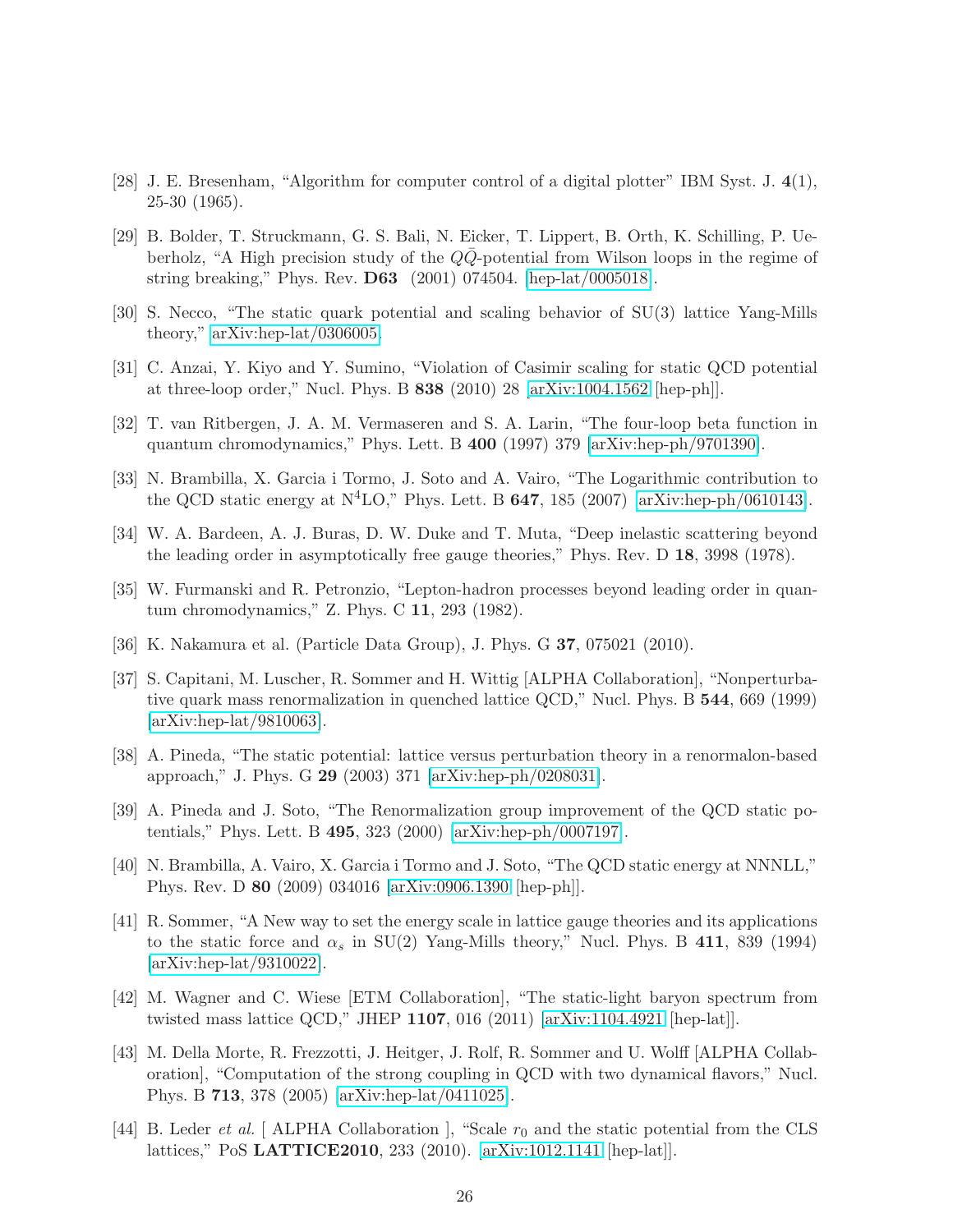[28] J. E. Bresenham, "Algorithm for computer control of a digital plotter" IBM Syst. J. **4**(1), 25-30 (1965).

[29] B. Bolder, T. Struckmann, G. S. Bali, N. Eicker, T. Lippert, B. Orth, K. Schilling, P. Ueberholz, "A High precision study of the $Q\bar{Q}$-potential from Wilson loops in the regime of string breaking," Phys. Rev. **D63** (2001) 074504. [hep-lat/0005018].

[30] S. Necco, "The static quark potential and scaling behavior of SU(3) lattice Yang-Mills theory," arXiv:hep-lat/0306005.

[31] C. Anzai, Y. Kiyo and Y. Sumino, "Violation of Casimir scaling for static QCD potential at three-loop order," Nucl. Phys. B **838** (2010) 28 [arXiv:1004.1562 [hep-ph]].

[32] T. van Ritbergen, J. A. M. Vermaseren and S. A. Larin, "The four-loop beta function in quantum chromodynamics," Phys. Lett. B **400** (1997) 379 [arXiv:hep-ph/9701390].

[33] N. Brambilla, X. Garcia i Tormo, J. Soto and A. Vairo, "The Logarithmic contribution to the QCD static energy at N$^4$LO," Phys. Lett. B **647**, 185 (2007) [arXiv:hep-ph/0610143].

[34] W. A. Bardeen, A. J. Buras, D. W. Duke and T. Muta, "Deep inelastic scattering beyond the leading order in asymptotically free gauge theories," Phys. Rev. D **18**, 3998 (1978).

[35] W. Furmanski and R. Petronzio, "Lepton-hadron processes beyond leading order in quantum chromodynamics," Z. Phys. C **11**, 293 (1982).

[36] K. Nakamura et al. (Particle Data Group), J. Phys. G **37**, 075021 (2010).

[37] S. Capitani, M. Luscher, R. Sommer and H. Wittig [ALPHA Collaboration], "Nonperturbative quark mass renormalization in quenched lattice QCD," Nucl. Phys. B **544**, 669 (1999) [arXiv:hep-lat/9810063].

[38] A. Pineda, "The static potential: lattice versus perturbation theory in a renormalon-based approach," J. Phys. G **29** (2003) 371 [arXiv:hep-ph/0208031].

[39] A. Pineda and J. Soto, "The Renormalization group improvement of the QCD static potentials," Phys. Lett. B **495**, 323 (2000) [arXiv:hep-ph/0007197].

[40] N. Brambilla, A. Vairo, X. Garcia i Tormo and J. Soto, "The QCD static energy at NNNLL," Phys. Rev. D **80** (2009) 034016 [arXiv:0906.1390 [hep-ph]].

[41] R. Sommer, "A New way to set the energy scale in lattice gauge theories and its applications to the static force and $\alpha_s$ in SU(2) Yang-Mills theory," Nucl. Phys. B **411**, 839 (1994) [arXiv:hep-lat/9310022].

[42] M. Wagner and C. Wiese [ETM Collaboration], "The static-light baryon spectrum from twisted mass lattice QCD," JHEP **1107**, 016 (2011) [arXiv:1104.4921 [hep-lat]].

[43] M. Della Morte, R. Frezzotti, J. Heitger, J. Rolf, R. Sommer and U. Wolff [ALPHA Collaboration], "Computation of the strong coupling in QCD with two dynamical flavors," Nucl. Phys. B **713**, 378 (2005) [arXiv:hep-lat/0411025].

[44] B. Leder *et al.* [ ALPHA Collaboration ], "Scale $r_0$ and the static potential from the CLS lattices," PoS **LATTICE2010**, 233 (2010). [arXiv:1012.1141 [hep-lat]].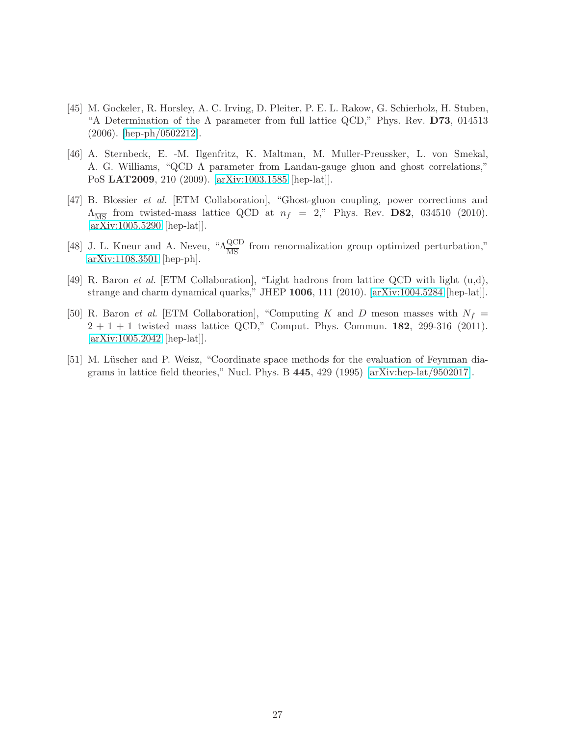[45] M. Gockeler, R. Horsley, A. C. Irving, D. Pleiter, P. E. L. Rakow, G. Schierholz, H. Stuben, "A Determination of the $\Lambda$ parameter from full lattice QCD," Phys. Rev. **D73**, 014513 (2006). [hep-ph/0502212].

[46] A. Sternbeck, E. -M. Ilgenfritz, K. Maltman, M. Muller-Preussker, L. von Smekal, A. G. Williams, "QCD $\Lambda$ parameter from Landau-gauge gluon and ghost correlations," PoS **LAT2009**, 210 (2009). [arXiv:1003.1585 [hep-lat]].

[47] B. Blossier *et al.* [ETM Collaboration], "Ghost-gluon coupling, power corrections and $\Lambda_{\overline{\rm MS}}$ from twisted-mass lattice QCD at $n_f = 2$," Phys. Rev. **D82**, 034510 (2010). [arXiv:1005.5290 [hep-lat]].

[48] J. L. Kneur and A. Neveu, "$\Lambda_{\overline{\rm MS}}^{\rm QCD}$ from renormalization group optimized perturbation," arXiv:1108.3501 [hep-ph].

[49] R. Baron *et al.* [ETM Collaboration], "Light hadrons from lattice QCD with light (u,d), strange and charm dynamical quarks," JHEP **1006**, 111 (2010). [arXiv:1004.5284 [hep-lat]].

[50] R. Baron *et al.* [ETM Collaboration], "Computing $K$ and $D$ meson masses with $N_f = 2+1+1$ twisted mass lattice QCD," Comput. Phys. Commun. **182**, 299-316 (2011). [arXiv:1005.2042 [hep-lat]].

[51] M. Lüscher and P. Weisz, "Coordinate space methods for the evaluation of Feynman diagrams in lattice field theories," Nucl. Phys. B **445**, 429 (1995) [arXiv:hep-lat/9502017].